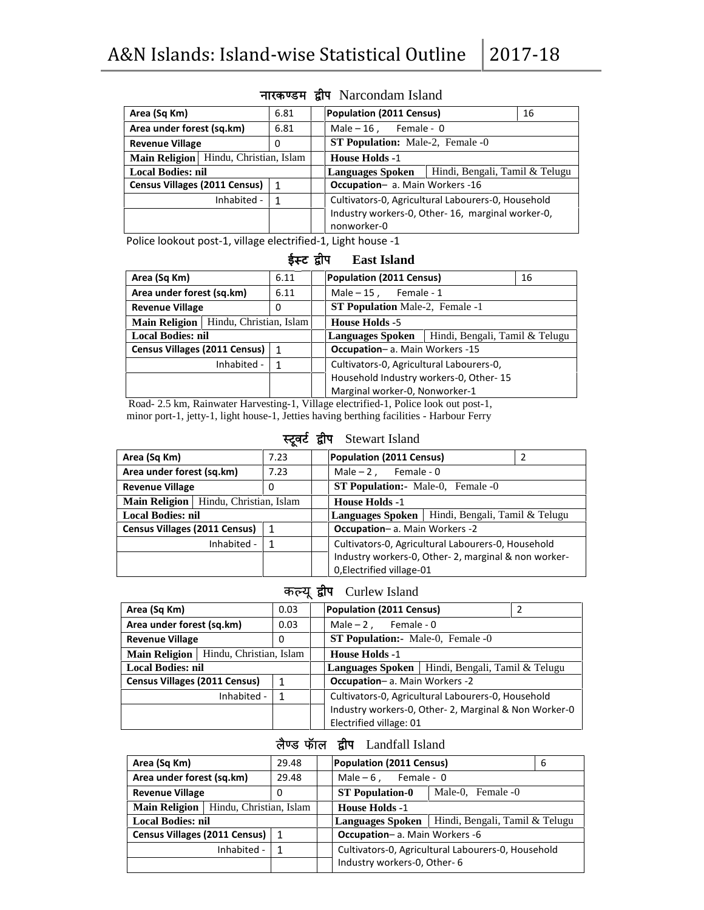## नारकण्डम द्वीप Narcondam Island

| Area (Sq Km) | 6.81 | | Population (2011 Census) | 16 |
|---|---|---|---|---|
| Area under forest (sq.km) | 6.81 | | Male – 16 , Female - 0 | |
| Revenue Village | 0 | | **ST Population:** Male-2, Female -0 | |
| **Main Religion** Hindu, Christian, Islam | | | **House Holds** -1 | |
| **Local Bodies: nil** | | | **Languages Spoken** | Hindi, Bengali, Tamil & Telugu |
| Census Villages (2011 Census) | 1 | | Occupation– a. Main Workers -16 | |
| Inhabited - | 1 | | Cultivators-0, Agricultural Labourers-0, Household Industry workers-0, Other- 16, marginal worker-0, nonworker-0 | |

Police lookout post-1, village electrified-1, Light house -1

## ईस्ट द्वीप East Island

| Area (Sq Km) | 6.11 | | Population (2011 Census) | 16 |
|---|---|---|---|---|
| Area under forest (sq.km) | 6.11 | | Male – 15 , Female - 1 | |
| Revenue Village | 0 | | **ST Population** Male-2, Female -1 | |
| **Main Religion** Hindu, Christian, Islam | | | **House Holds** -5 | |
| **Local Bodies: nil** | | | **Languages Spoken** | Hindi, Bengali, Tamil & Telugu |
| Census Villages (2011 Census) | 1 | | Occupation– a. Main Workers -15 | |
| Inhabited - | 1 | | Cultivators-0, Agricultural Labourers-0, Household Industry workers-0, Other- 15 Marginal worker-0, Nonworker-1 | |

Road- 2.5 km, Rainwater Harvesting-1, Village electrified-1, Police look out post-1, minor port-1, jetty-1, light house-1, Jetties having berthing facilities - Harbour Ferry

## स्टूवर्ट द्वीप Stewart Island

| Area (Sq Km) | 7.23 | | Population (2011 Census) | 2 |
|---|---|---|---|---|
| Area under forest (sq.km) | 7.23 | | Male – 2 , Female - 0 | |
| Revenue Village | 0 | | **ST Population:-** Male-0, Female -0 | |
| **Main Religion** Hindu, Christian, Islam | | | **House Holds** -1 | |
| **Local Bodies: nil** | | | **Languages Spoken** | Hindi, Bengali, Tamil & Telugu |
| Census Villages (2011 Census) | 1 | | Occupation– a. Main Workers -2 | |
| Inhabited - | 1 | | Cultivators-0, Agricultural Labourers-0, Household Industry workers-0, Other- 2, marginal & non worker-0,Electrified village-01 | |

## कल्यू द्वीप Curlew Island

| Area (Sq Km) | 0.03 | | Population (2011 Census) | 2 |
|---|---|---|---|---|
| Area under forest (sq.km) | 0.03 | | Male – 2 , Female - 0 | |
| Revenue Village | 0 | | **ST Population:-** Male-0, Female -0 | |
| **Main Religion** Hindu, Christian, Islam | | | **House Holds** -1 | |
| **Local Bodies: nil** | | | **Languages Spoken** | Hindi, Bengali, Tamil & Telugu |
| Census Villages (2011 Census) | 1 | | Occupation– a. Main Workers -2 | |
| Inhabited - | 1 | | Cultivators-0, Agricultural Labourers-0, Household Industry workers-0, Other- 2, Marginal & Non Worker-0 Electrified village: 01 | |

## लैण्ड फॉल द्वीप Landfall Island

| Area (Sq Km) | 29.48 | | Population (2011 Census) | 6 |
|---|---|---|---|---|
| Area under forest (sq.km) | 29.48 | | Male – 6 , Female - 0 | |
| Revenue Village | 0 | | **ST Population-0** | Male-0, Female -0 |
| **Main Religion** Hindu, Christian, Islam | | | **House Holds** -1 | |
| **Local Bodies: nil** | | | **Languages Spoken** | Hindi, Bengali, Tamil & Telugu |
| Census Villages (2011 Census) | 1 | | Occupation– a. Main Workers -6 | |
| Inhabited - | 1 | | Cultivators-0, Agricultural Labourers-0, Household Industry workers-0, Other- 6 | |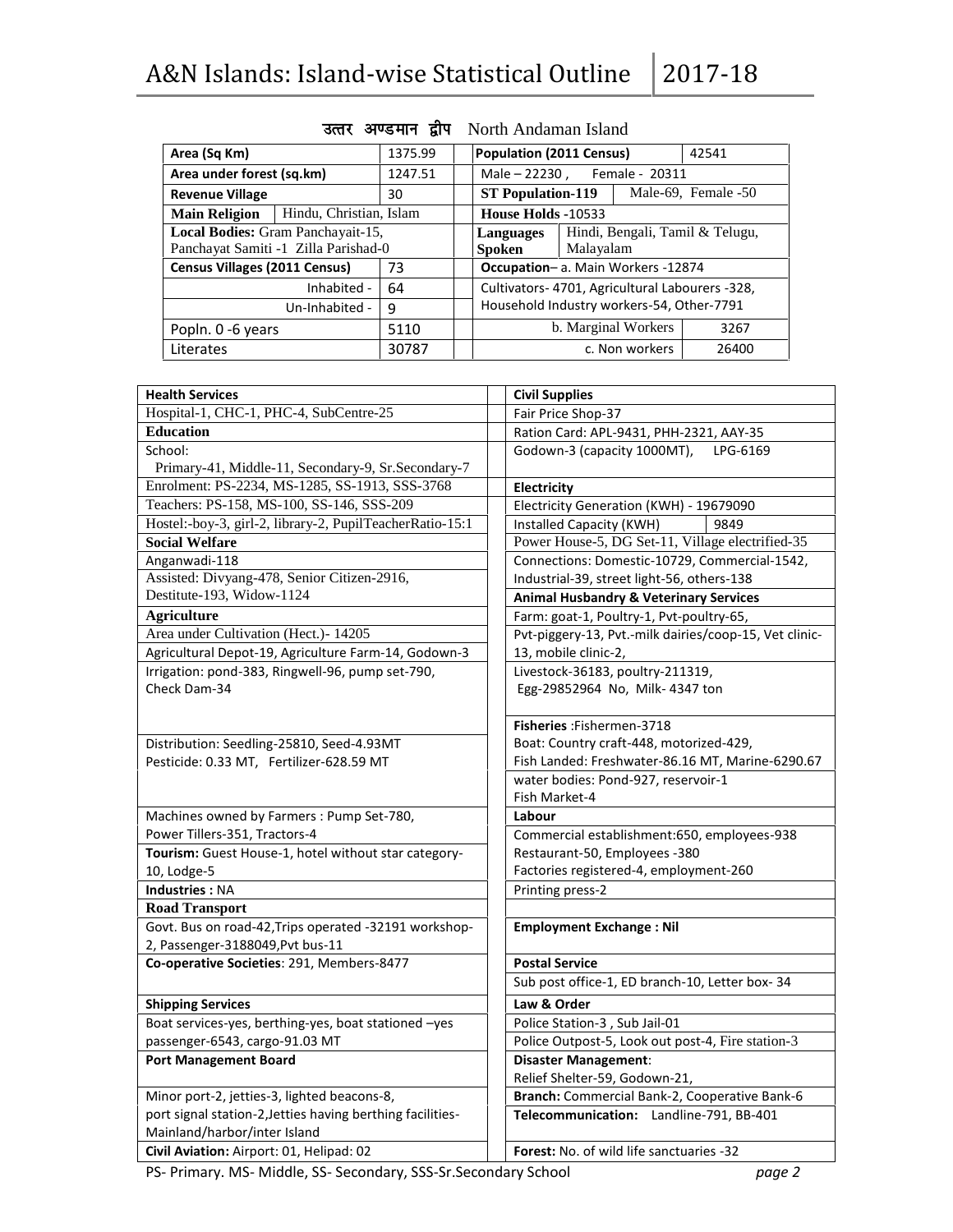## उत्तर अण्डमान द्वीप North Andaman Island

| Area (Sq Km) | | 1375.99 | Population (2011 Census) | | 42541 |
|---|---|---|---|---|---|
| Area under forest (sq.km) | | 1247.51 | Male – 22230 , Female - 20311 | | |
| Revenue Village | | 30 | ST Population-119 | Male-69, Female -50 | |
| Main Religion | Hindu, Christian, Islam | | House Holds -10533 | | |
| Local Bodies: Gram Panchayait-15, Panchayat Samiti -1 Zilla Parishad-0 | | | Languages Spoken | Hindi, Bengali, Tamil & Telugu, Malayalam | |
| Census Villages (2011 Census) | | 73 | Occupation– a. Main Workers -12874 | | |
| Inhabited - | | 64 | Cultivators- 4701, Agricultural Labourers -328, Household Industry workers-54, Other-7791 | | |
| Un-Inhabited - | | 9 | | | |
| Popln. 0 -6 years | | 5110 | b. Marginal Workers | | 3267 |
| Literates | | 30787 | c. Non workers | | 26400 |

| Health Services | Civil Supplies |
|---|---|
| Hospital-1, CHC-1, PHC-4, SubCentre-25 | Fair Price Shop-37 |
| **Education** | Ration Card: APL-9431, PHH-2321, AAY-35 |
| School: Primary-41, Middle-11, Secondary-9, Sr.Secondary-7 | Godown-3 (capacity 1000MT), LPG-6169 |
| Enrolment: PS-2234, MS-1285, SS-1913, SSS-3768 | **Electricity** |
| Teachers: PS-158, MS-100, SS-146, SSS-209 | Electricity Generation (KWH) - 19679090 |
| Hostel:-boy-3, girl-2, library-2, PupilTeacherRatio-15:1 | Installed Capacity (KWH) 9849 |
| **Social Welfare** | Power House-5, DG Set-11, Village electrified-35 |
| Anganwadi-118 | Connections: Domestic-10729, Commercial-1542, |
| Assisted: Divyang-478, Senior Citizen-2916, Destitute-193, Widow-1124 | Industrial-39, street light-56, others-138 |
| | **Animal Husbandry & Veterinary Services** |
| **Agriculture** | Farm: goat-1, Poultry-1, Pvt-poultry-65, |
| Area under Cultivation (Hect.)- 14205 | Pvt-piggery-13, Pvt.-milk dairies/coop-15, Vet clinic-13, mobile clinic-2, |
| Agricultural Depot-19, Agriculture Farm-14, Godown-3 | |
| Irrigation: pond-383, Ringwell-96, pump set-790, Check Dam-34 | Livestock-36183, poultry-211319, Egg-29852964 No, Milk- 4347 ton |
| | **Fisheries** :Fishermen-3718 |
| Distribution: Seedling-25810, Seed-4.93MT Pesticide: 0.33 MT, Fertilizer-628.59 MT | Boat: Country craft-448, motorized-429, Fish Landed: Freshwater-86.16 MT, Marine-6290.67 |
| | water bodies: Pond-927, reservoir-1 Fish Market-4 |
| Machines owned by Farmers : Pump Set-780, Power Tillers-351, Tractors-4 | **Labour** |
| | Commercial establishment:650, employees-938 |
| **Tourism:** Guest House-1, hotel without star category-10, Lodge-5 | Restaurant-50, Employees -380 Factories registered-4, employment-260 |
| **Industries :** NA | Printing press-2 |
| **Road Transport** | |
| Govt. Bus on road-42,Trips operated -32191 workshop-2, Passenger-3188049,Pvt bus-11 | **Employment Exchange : Nil** |
| **Co-operative Societies**: 291, Members-8477 | **Postal Service** |
| | Sub post office-1, ED branch-10, Letter box- 34 |
| **Shipping Services** | **Law & Order** |
| Boat services-yes, berthing-yes, boat stationed –yes | Police Station-3 , Sub Jail-01 |
| passenger-6543, cargo-91.03 MT | Police Outpost-5, Look out post-4, Fire station-3 |
| **Port Management Board** | **Disaster Management**: Relief Shelter-59, Godown-21, |
| Minor port-2, jetties-3, lighted beacons-8, | **Branch:** Commercial Bank-2, Cooperative Bank-6 |
| port signal station-2,Jetties having berthing facilities-Mainland/harbor/inter Island | **Telecommunication:** Landline-791, BB-401 |
| **Civil Aviation:** Airport: 01, Helipad: 02 | **Forest:** No. of wild life sanctuaries -32 |

PS- Primary. MS- Middle, SS- Secondary, SSS-Sr.Secondary School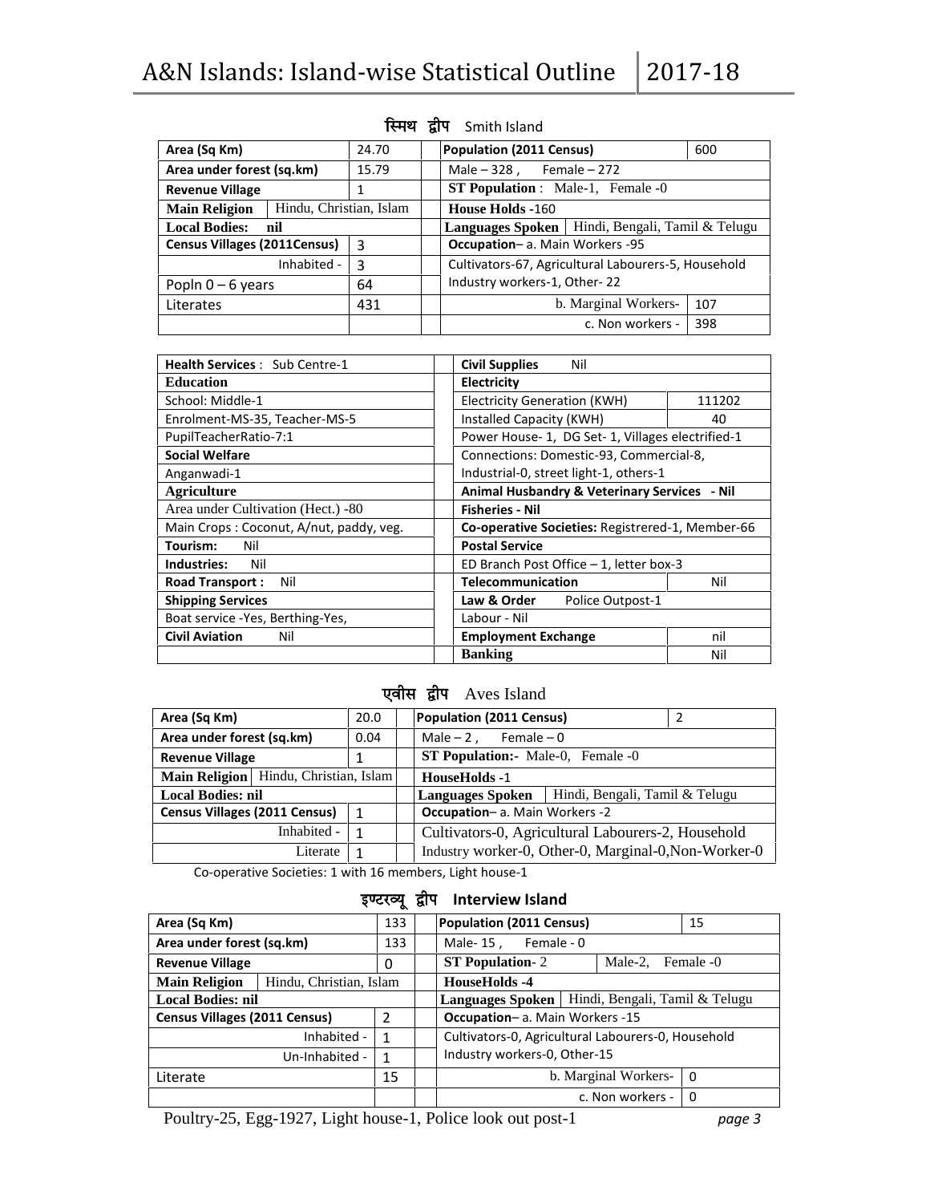## स्मिथ द्वीप Smith Island

| Area (Sq Km) | | 24.70 | | Population (2011 Census) | | 600 |
|---|---|---|---|---|---|---|
| Area under forest (sq.km) | | 15.79 | | Male – 328 , Female – 272 | | |
| Revenue Village | | 1 | | ST Population : Male-1, Female -0 | | |
| Main Religion | Hindu, Christian, Islam | | | House Holds -160 | | |
| Local Bodies: nil | | | | Languages Spoken | Hindi, Bengali, Tamil & Telugu | |
| Census Villages (2011Census) | | 3 | | Occupation– a. Main Workers -95 | | |
| Inhabited - | | 3 | | Cultivators-67, Agricultural Labourers-5, Household | | |
| Popln 0 – 6 years | | 64 | | Industry workers-1, Other- 22 | | |
| Literates | | 431 | | b. Marginal Workers- | | 107 |
| | | | | c. Non workers - | | 398 |

| Health Services : Sub Centre-1 | | Civil Supplies Nil | |
|---|---|---|---|
| **Education** | | **Electricity** | |
| School: Middle-1 | | Electricity Generation (KWH) | 111202 |
| Enrolment-MS-35, Teacher-MS-5 | | Installed Capacity (KWH) | 40 |
| PupilTeacherRatio-7:1 | | Power House- 1, DG Set- 1, Villages electrified-1 | |
| **Social Welfare** | | Connections: Domestic-93, Commercial-8, | |
| Anganwadi-1 | | Industrial-0, street light-1, others-1 | |
| **Agriculture** | | **Animal Husbandry & Veterinary Services - Nil** | |
| Area under Cultivation (Hect.) -80 | | **Fisheries - Nil** | |
| Main Crops : Coconut, A/nut, paddy, veg. | | **Co-operative Societies:** Registrered-1, Member-66 | |
| **Tourism:** Nil | | **Postal Service** | |
| **Industries:** Nil | | ED Branch Post Office – 1, letter box-3 | |
| **Road Transport :** Nil | | **Telecommunication** | Nil |
| **Shipping Services** | | **Law & Order** Police Outpost-1 | |
| Boat service -Yes, Berthing-Yes, | | Labour - Nil | |
| **Civil Aviation** Nil | | **Employment Exchange** | nil |
| | | **Banking** | Nil |

## एवीस द्वीप Aves Island

| Area (Sq Km) | | 20.0 | | Population (2011 Census) | | 2 |
|---|---|---|---|---|---|---|
| Area under forest (sq.km) | | 0.04 | | Male – 2 , Female – 0 | | |
| Revenue Village | | 1 | | ST Population:- Male-0, Female -0 | | |
| Main Religion | Hindu, Christian, Islam | | | HouseHolds -1 | | |
| Local Bodies: nil | | | | Languages Spoken | Hindi, Bengali, Tamil & Telugu | |
| Census Villages (2011 Census) | | 1 | | Occupation– a. Main Workers -2 | | |
| Inhabited - | | 1 | | Cultivators-0, Agricultural Labourers-2, Household | | |
| Literate | | 1 | | Industry worker-0, Other-0, Marginal-0,Non-Worker-0 | | |

Co-operative Societies: 1 with 16 members, Light house-1

## इण्टरव्यू द्वीप Interview Island

| Area (Sq Km) | | 133 | | Population (2011 Census) | | 15 |
|---|---|---|---|---|---|---|
| Area under forest (sq.km) | | 133 | | Male- 15 , Female - 0 | | |
| Revenue Village | | 0 | | ST Population- 2 | Male-2, Female -0 | |
| Main Religion | Hindu, Christian, Islam | | | HouseHolds -4 | | |
| Local Bodies: nil | | | | Languages Spoken | Hindi, Bengali, Tamil & Telugu | |
| Census Villages (2011 Census) | | 2 | | Occupation– a. Main Workers -15 | | |
| Inhabited - | | 1 | | Cultivators-0, Agricultural Labourers-0, Household | | |
| Un-Inhabited - | | 1 | | Industry workers-0, Other-15 | | |
| Literate | | 15 | | b. Marginal Workers- | | 0 |
| | | | | c. Non workers - | | 0 |

Poultry-25, Egg-1927, Light house-1, Police look out post-1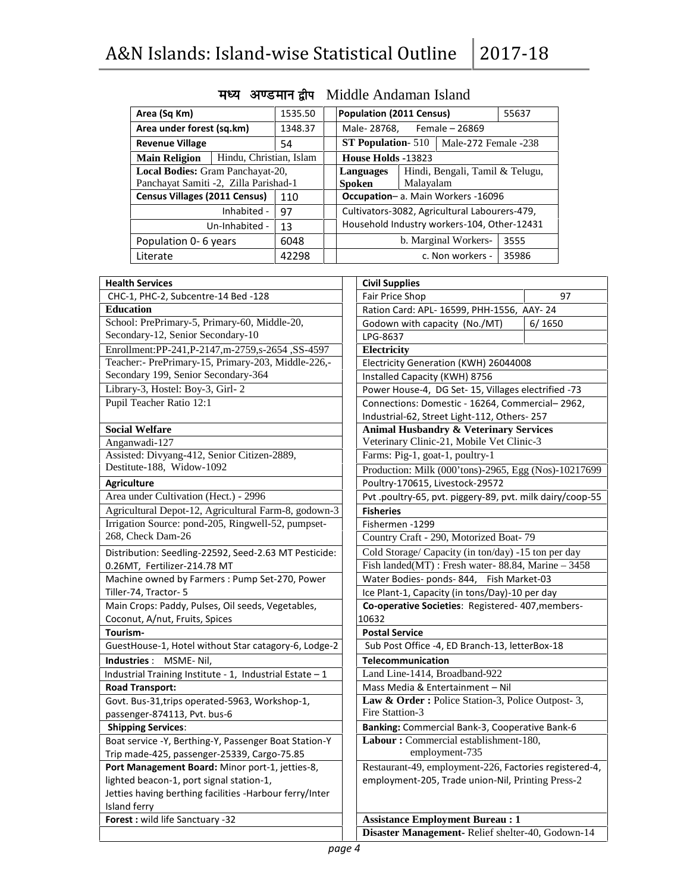# मध्य अण्डमान द्वीप Middle Andaman Island

| Area (Sq Km) | | 1535.50 |
|---|---|---|
| Area under forest (sq.km) | | 1348.37 |
| Revenue Village | | 54 |
| **Main Religion** | Hindu, Christian, Islam | |
| **Local Bodies:** Gram Panchayat-20, Panchayat Samiti -2, Zilla Parishad-1 | | |
| **Census Villages (2011 Census)** | | 110 |
| Inhabited - | | 97 |
| Un-Inhabited - | | 13 |
| Population 0- 6 years | | 6048 |
| Literate | | 42298 |

| Population (2011 Census) | | 55637 |
|---|---|---|
| Male- 28768, Female – 26869 | | |
| **ST Population**- 510 | Male-272 Female -238 | |
| **House Holds** -13823 | | |
| **Languages Spoken** | Hindi, Bengali, Tamil & Telugu, Malayalam | |
| **Occupation**– a. Main Workers -16096 | | |
| Cultivators-3082, Agricultural Labourers-479, Household Industry workers-104, Other-12431 | | |
| b. Marginal Workers- | | 3555 |
| c. Non workers - | | 35986 |

| **Health Services** |
|---|
| CHC-1, PHC-2, Subcentre-14 Bed -128 |
| **Education** |
| School: PrePrimary-5, Primary-60, Middle-20, Secondary-12, Senior Secondary-10 |
| Enrollment:PP-241,P-2147,m-2759,s-2654 ,SS-4597 |
| Teacher:- PrePrimary-15, Primary-203, Middle-226,- Secondary 199, Senior Secondary-364 |
| Library-3, Hostel: Boy-3, Girl- 2 |
| Pupil Teacher Ratio 12:1 |
| **Social Welfare** |
| Anganwadi-127 |
| Assisted: Divyang-412, Senior Citizen-2889, Destitute-188, Widow-1092 |
| **Agriculture** |
| Area under Cultivation (Hect.) - 2996 |
| Agricultural Depot-12, Agricultural Farm-8, godown-3 |
| Irrigation Source: pond-205, Ringwell-52, pumpset-268, Check Dam-26 |
| Distribution: Seedling-22592, Seed-2.63 MT Pesticide: 0.26MT, Fertilizer-214.78 MT |
| Machine owned by Farmers : Pump Set-270, Power Tiller-74, Tractor- 5 |
| Main Crops: Paddy, Pulses, Oil seeds, Vegetables, Coconut, A/nut, Fruits, Spices |
| **Tourism-** |
| GuestHouse-1, Hotel without Star catagory-6, Lodge-2 |
| **Industries** : MSME- Nil, |
| Industrial Training Institute - 1, Industrial Estate – 1 |
| **Road Transport:** |
| Govt. Bus-31,trips operated-5963, Workshop-1, passenger-874113, Pvt. bus-6 |
| **Shipping Services**: |
| Boat service -Y, Berthing-Y, Passenger Boat Station-Y Trip made-425, passenger-25339, Cargo-75.85 |
| **Port Management Board:** Minor port-1, jetties-8, lighted beacon-1, port signal station-1, Jetties having berthing facilities -Harbour ferry/Inter Island ferry |
| **Forest :** wild life Sanctuary -32 |

| **Civil Supplies** | |
|---|---|
| Fair Price Shop | 97 |
| Ration Card: APL- 16599, PHH-1556, AAY- 24 | |
| Godown with capacity (No./MT) | 6/ 1650 |
| LPG-8637 | |
| **Electricity** | |
| Electricity Generation (KWH) 26044008 | |
| Installed Capacity (KWH) 8756 | |
| Power House-4, DG Set- 15, Villages electrified -73 | |
| Connections: Domestic - 16264, Commercial– 2962, Industrial-62, Street Light-112, Others- 257 | |
| **Animal Husbandry & Veterinary Services** | |
| Veterinary Clinic-21, Mobile Vet Clinic-3 | |
| Farms: Pig-1, goat-1, poultry-1 | |
| Production: Milk (000'tons)-2965, Egg (Nos)-10217699 | |
| Poultry-170615, Livestock-29572 | |
| Pvt .poultry-65, pvt. piggery-89, pvt. milk dairy/coop-55 | |
| **Fisheries** | |
| Fishermen -1299 | |
| Country Craft - 290, Motorized Boat- 79 | |
| Cold Storage/ Capacity (in ton/day) -15 ton per day | |
| Fish landed(MT) : Fresh water- 88.84, Marine – 3458 | |
| Water Bodies- ponds- 844, Fish Market-03 | |
| Ice Plant-1, Capacity (in tons/Day)-10 per day | |
| **Co-operative Societies**: Registered- 407,members-10632 | |
| **Postal Service** | |
| Sub Post Office -4, ED Branch-13, letterBox-18 | |
| **Telecommunication** | |
| Land Line-1414, Broadband-922 | |
| Mass Media & Entertainment – Nil | |
| **Law & Order :** Police Station-3, Police Outpost- 3, Fire Stattion-3 | |
| **Banking:** Commercial Bank-3, Cooperative Bank-6 | |
| **Labour :** Commercial establishment-180, employment-735 | |
| Restaurant-49, employment-226, Factories registered-4, employment-205, Trade union-Nil, Printing Press-2 | |
| **Assistance Employment Bureau : 1** | |
| **Disaster Management-** Relief shelter-40, Godown-14 | |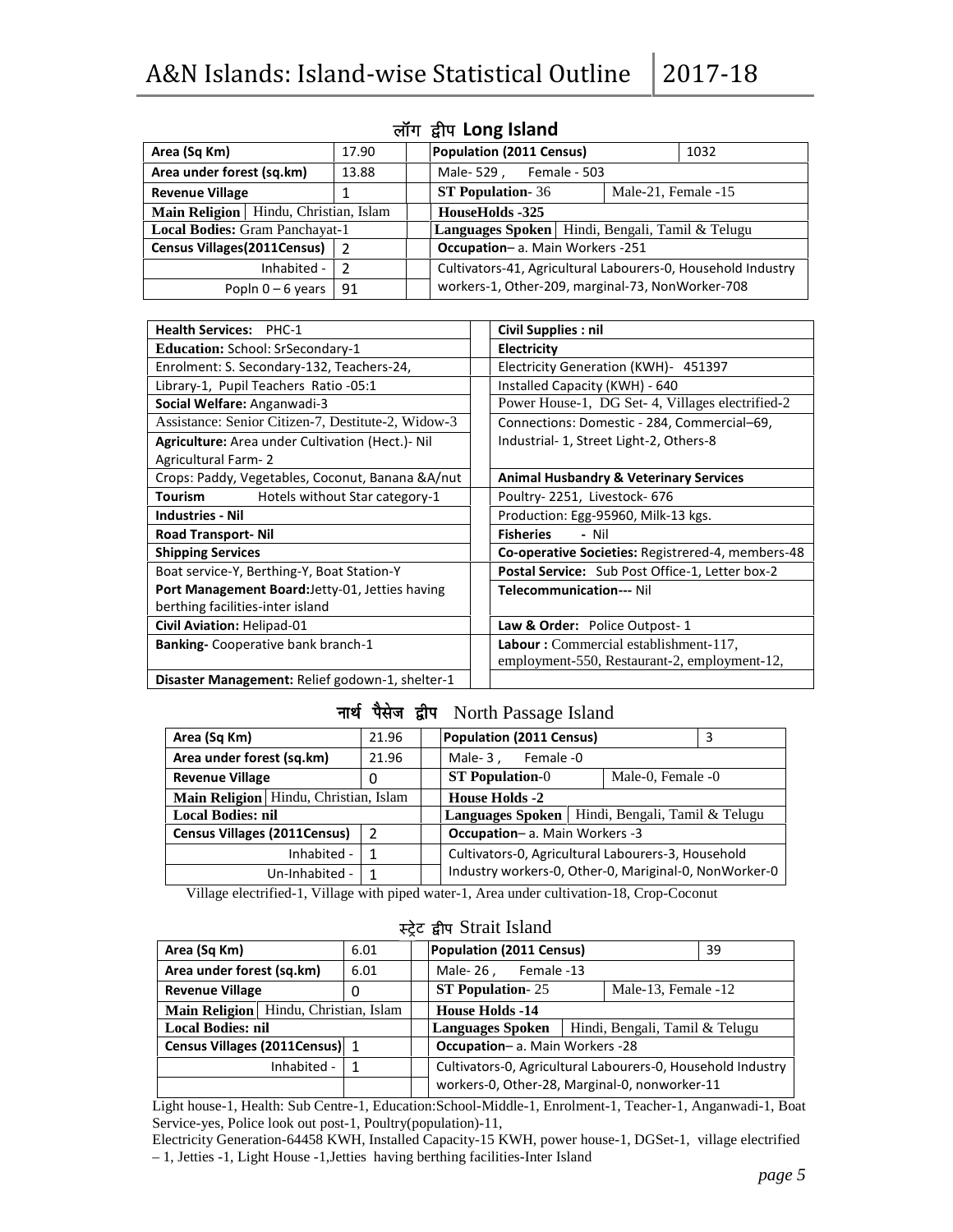## लॉग द्वीप Long Island

| Area (Sq Km) | 17.90 | | Population (2011 Census) | | 1032 |
|---|---|---|---|---|---|
| Area under forest (sq.km) | 13.88 | | Male- 529 , Female - 503 | | |
| Revenue Village | 1 | | ST Population- 36 | Male-21, Female -15 | |
| Main Religion | Hindu, Christian, Islam | | HouseHolds -325 | | |
| Local Bodies: Gram Panchayat-1 | | | Languages Spoken | Hindi, Bengali, Tamil & Telugu | |
| Census Villages(2011Census) | 2 | | Occupation– a. Main Workers -251 | | |
| Inhabited - | 2 | | Cultivators-41, Agricultural Labourers-0, Household Industry | | |
| Popln 0 – 6 years | 91 | | workers-1, Other-209, marginal-73, NonWorker-708 | | |

| | | |
|---|---|---|
| **Health Services:** PHC-1 | | **Civil Supplies : nil** |
| **Education:** School: SrSecondary-1 | | **Electricity** |
| Enrolment: S. Secondary-132, Teachers-24, | | Electricity Generation (KWH)- 451397 |
| Library-1, Pupil Teachers Ratio -05:1 | | Installed Capacity (KWH) - 640 |
| **Social Welfare:** Anganwadi-3 | | Power House-1, DG Set- 4, Villages electrified-2 |
| Assistance: Senior Citizen-7, Destitute-2, Widow-3 | | Connections: Domestic - 284, Commercial–69, |
| **Agriculture:** Area under Cultivation (Hect.)- Nil | | Industrial- 1, Street Light-2, Others-8 |
| Agricultural Farm- 2 | | |
| Crops: Paddy, Vegetables, Coconut, Banana &A/nut | | **Animal Husbandry & Veterinary Services** |
| **Tourism** Hotels without Star category-1 | | Poultry- 2251, Livestock- 676 |
| **Industries - Nil** | | Production: Egg-95960, Milk-13 kgs. |
| **Road Transport- Nil** | | **Fisheries** - Nil |
| **Shipping Services** | | **Co-operative Societies:** Registrered-4, members-48 |
| Boat service-Y, Berthing-Y, Boat Station-Y | | **Postal Service:** Sub Post Office-1, Letter box-2 |
| **Port Management Board:**Jetty-01, Jetties having berthing facilities-inter island | | **Telecommunication---** Nil |
| **Civil Aviation:** Helipad-01 | | **Law & Order:** Police Outpost- 1 |
| **Banking-** Cooperative bank branch-1 | | **Labour :** Commercial establishment-117, employment-550, Restaurant-2, employment-12, |
| **Disaster Management:** Relief godown-1, shelter-1 | | |

## नार्थ पैसेज द्वीप North Passage Island

| Area (Sq Km) | 21.96 | | Population (2011 Census) | | 3 |
|---|---|---|---|---|---|
| Area under forest (sq.km) | 21.96 | | Male- 3 , Female -0 | | |
| Revenue Village | 0 | | ST Population-0 | Male-0, Female -0 | |
| Main Religion | Hindu, Christian, Islam | | House Holds -2 | | |
| Local Bodies: nil | | | Languages Spoken | Hindi, Bengali, Tamil & Telugu | |
| Census Villages (2011Census) | 2 | | Occupation– a. Main Workers -3 | | |
| Inhabited - | 1 | | Cultivators-0, Agricultural Labourers-3, Household | | |
| Un-Inhabited - | 1 | | Industry workers-0, Other-0, Mariginal-0, NonWorker-0 | | |

Village electrified-1, Village with piped water-1, Area under cultivation-18, Crop-Coconut

## स्ट्रेट द्वीप Strait Island

| Area (Sq Km) | 6.01 | | Population (2011 Census) | | 39 |
|---|---|---|---|---|---|
| Area under forest (sq.km) | 6.01 | | Male- 26 , Female -13 | | |
| Revenue Village | 0 | | ST Population- 25 | Male-13, Female -12 | |
| Main Religion | Hindu, Christian, Islam | | House Holds -14 | | |
| Local Bodies: nil | | | Languages Spoken | Hindi, Bengali, Tamil & Telugu | |
| Census Villages (2011Census) | 1 | | Occupation– a. Main Workers -28 | | |
| Inhabited - | 1 | | Cultivators-0, Agricultural Labourers-0, Household Industry | | |
| | | | workers-0, Other-28, Marginal-0, nonworker-11 | | |

Light house-1, Health: Sub Centre-1, Education:School-Middle-1, Enrolment-1, Teacher-1, Anganwadi-1, Boat Service-yes, Police look out post-1, Poultry(population)-11,

Electricity Generation-64458 KWH, Installed Capacity-15 KWH, power house-1, DGSet-1, village electrified – 1, Jetties -1, Light House -1,Jetties having berthing facilities-Inter Island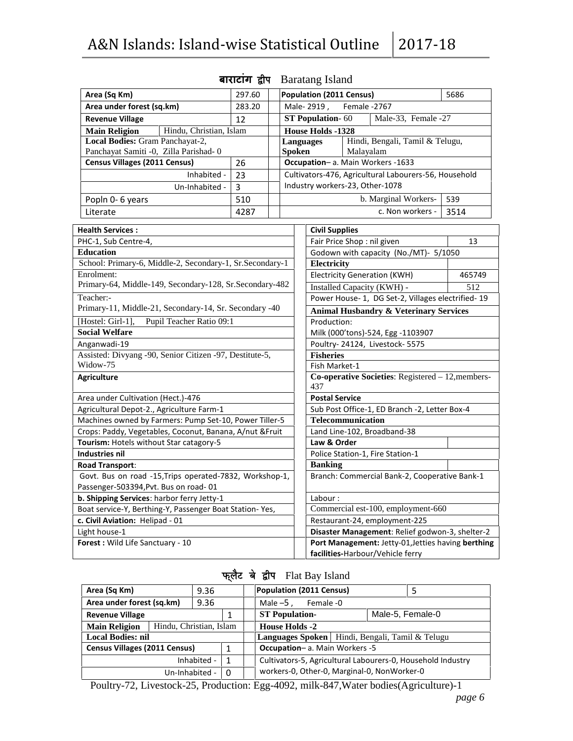## बाराटांग द्वीप Baratang Island

| Area (Sq Km) | | 297.60 | Population (2011 Census) | | 5686 |
|---|---|---|---|---|---|
| Area under forest (sq.km) | | 283.20 | Male- 2919 , Female -2767 | | |
| Revenue Village | | 12 | ST Population- 60 | Male-33, Female -27 | |
| Main Religion | Hindu, Christian, Islam | | House Holds -1328 | | |
| Local Bodies: Gram Panchayat-2, Panchayat Samiti -0, Zilla Parishad- 0 | | | Languages Spoken | Hindi, Bengali, Tamil & Telugu, Malayalam | |
| Census Villages (2011 Census) | | 26 | Occupation– a. Main Workers -1633 | | |
| Inhabited - | | 23 | Cultivators-476, Agricultural Labourers-56, Household Industry workers-23, Other-1078 | | |
| Un-Inhabited - | | 3 | | | |
| Popln 0- 6 years | | 510 | b. Marginal Workers- | | 539 |
| Literate | | 4287 | c. Non workers - | | 3514 |

| | | | |
|---|---|---|---|
| **Health Services :** | | **Civil Supplies** | |
| PHC-1, Sub Centre-4, | | Fair Price Shop : nil given | 13 |
| **Education** | | Godown with capacity (No./MT)- 5/1050 | |
| School: Primary-6, Middle-2, Secondary-1, Sr.Secondary-1 | | **Electricity** | |
| Enrolment: Primary-64, Middle-149, Secondary-128, Sr.Secondary-482 | | Electricity Generation (KWH) | 465749 |
| | | Installed Capacity (KWH) - | 512 |
| Teacher:- Primary-11, Middle-21, Secondary-14, Sr. Secondary -40 | | Power House- 1, DG Set-2, Villages electrified- 19 | |
| | | **Animal Husbandry & Veterinary Services** | |
| [Hostel: Girl-1], Pupil Teacher Ratio 09:1 | | Production: | |
| **Social Welfare** | | Milk (000'tons)-524, Egg -1103907 | |
| Anganwadi-19 | | Poultry- 24124, Livestock- 5575 | |
| Assisted: Divyang -90, Senior Citizen -97, Destitute-5, Widow-75 | | **Fisheries** | |
| | | Fish Market-1 | |
| **Agriculture** | | **Co-operative Societies**: Registered – 12,members-437 | |
| Area under Cultivation (Hect.)-476 | | **Postal Service** | |
| Agricultural Depot-2., Agriculture Farm-1 | | Sub Post Office-1, ED Branch -2, Letter Box-4 | |
| Machines owned by Farmers: Pump Set-10, Power Tiller-5 | | **Telecommunication** | |
| Crops: Paddy, Vegetables, Coconut, Banana, A/nut &Fruit | | Land Line-102, Broadband-38 | |
| **Tourism:** Hotels without Star catagory-5 | | **Law & Order** | |
| **Industries nil** | | Police Station-1, Fire Station-1 | |
| **Road Transport**: | | **Banking** | |
| Govt. Bus on road -15,Trips operated-7832, Workshop-1, Passenger-503394,Pvt. Bus on road- 01 | | Branch: Commercial Bank-2, Cooperative Bank-1 | |
| **b. Shipping Services**: harbor ferry Jetty-1 | | Labour : | |
| Boat service-Y, Berthing-Y, Passenger Boat Station- Yes, | | Commercial est-100, employment-660 | |
| **c. Civil Aviation:** Helipad - 01 | | Restaurant-24, employment-225 | |
| Light house-1 | | **Disaster Management**: Relief godwon-3, shelter-2 | |
| **Forest :** Wild Life Sanctuary - 10 | | **Port Management:** Jetty-01,Jetties having **berthing facilities**-Harbour/Vehicle ferry | |

## फ्लैट बे द्वीप Flat Bay Island

| Area (Sq Km) | | 9.36 | Population (2011 Census) | | 5 |
|---|---|---|---|---|---|
| Area under forest (sq.km) | | 9.36 | Male –5 , Female -0 | | |
| Revenue Village | | 1 | ST Population- | Male-5, Female-0 | |
| Main Religion | Hindu, Christian, Islam | | House Holds -2 | | |
| Local Bodies: nil | | | Languages Spoken | Hindi, Bengali, Tamil & Telugu | |
| Census Villages (2011 Census) | | 1 | Occupation– a. Main Workers -5 | | |
| Inhabited - | | 1 | Cultivators-5, Agricultural Labourers-0, Household Industry workers-0, Other-0, Marginal-0, NonWorker-0 | | |
| Un-Inhabited - | | 0 | | | |

Poultry-72, Livestock-25, Production: Egg-4092, milk-847,Water bodies(Agriculture)-1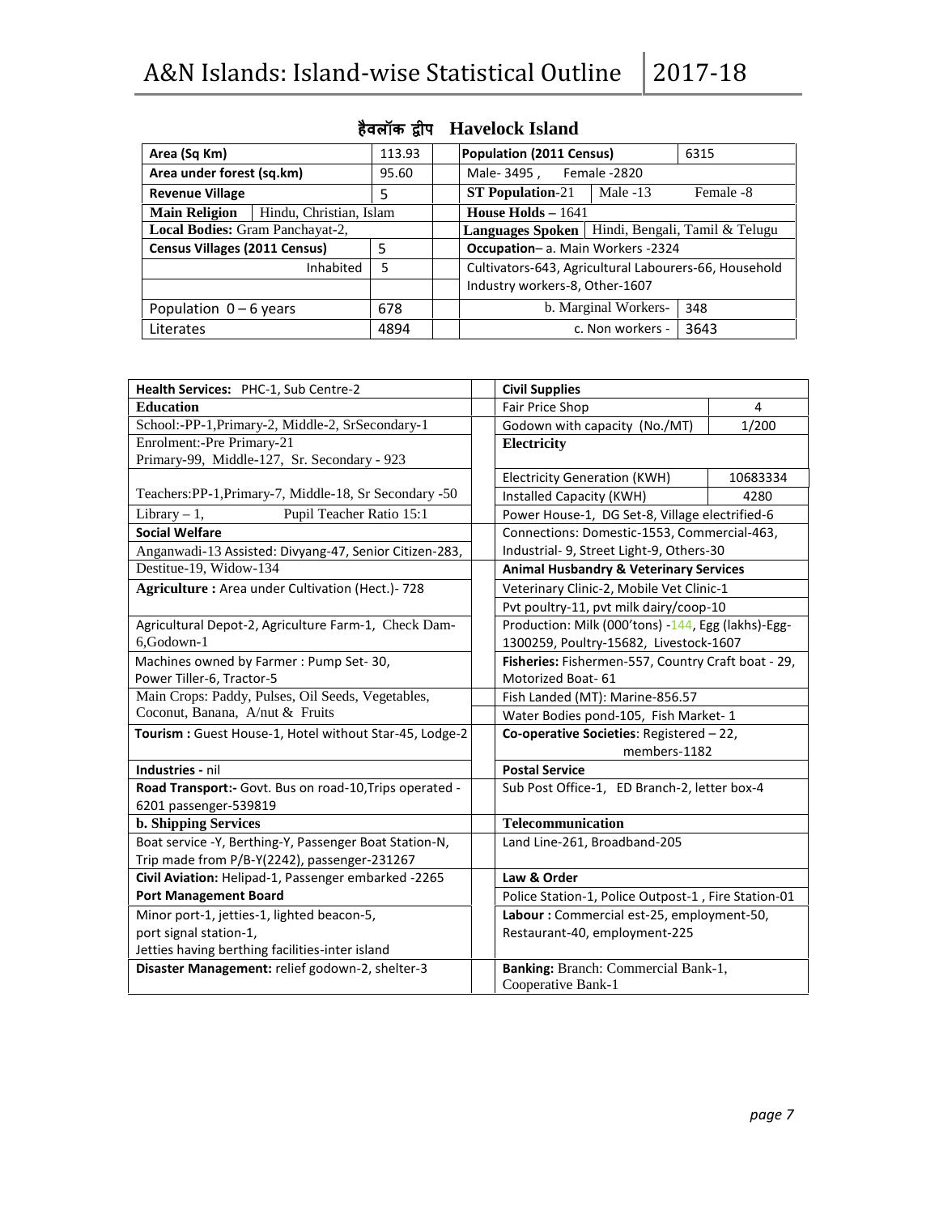# हैवलॉक द्वीप Havelock Island

| Area (Sq Km) | | 113.93 | | Population (2011 Census) | | 6315 |
|---|---|---|---|---|---|---|
| Area under forest (sq.km) | | 95.60 | | Male- 3495 , Female -2820 | | |
| Revenue Village | | 5 | | ST Population-21 | Male -13 | Female -8 |
| Main Religion | Hindu, Christian, Islam | | | House Holds – 1641 | | |
| Local Bodies: Gram Panchayat-2, | | | | Languages Spoken | Hindi, Bengali, Tamil & Telugu | |
| Census Villages (2011 Census) | | 5 | | Occupation– a. Main Workers -2324 | | |
| | Inhabited | 5 | | Cultivators-643, Agricultural Labourers-66, Household Industry workers-8, Other-1607 | | |
| Population 0 – 6 years | | 678 | | | b. Marginal Workers- | 348 |
| Literates | | 4894 | | | c. Non workers - | 3643 |

| | | | |
|---|---|---|---|
| **Health Services:** PHC-1, Sub Centre-2 | | **Civil Supplies** | |
| **Education** | | Fair Price Shop | 4 |
| School:-PP-1,Primary-2, Middle-2, SrSecondary-1 | | Godown with capacity (No./MT) | 1/200 |
| Enrolment:-Pre Primary-21<br>Primary-99, Middle-127, Sr. Secondary - 923 | | **Electricity** | |
| | | Electricity Generation (KWH) | 10683334 |
| Teachers:PP-1,Primary-7, Middle-18, Sr Secondary -50 | | Installed Capacity (KWH) | 4280 |
| Library – 1, Pupil Teacher Ratio 15:1 | | Power House-1, DG Set-8, Village electrified-6 | |
| **Social Welfare** | | Connections: Domestic-1553, Commercial-463, | |
| Anganwadi-13 Assisted: Divyang-47, Senior Citizen-283, | | Industrial- 9, Street Light-9, Others-30 | |
| Destitue-19, Widow-134 | | **Animal Husbandry & Veterinary Services** | |
| **Agriculture :** Area under Cultivation (Hect.)- 728 | | Veterinary Clinic-2, Mobile Vet Clinic-1 | |
| | | Pvt poultry-11, pvt milk dairy/coop-10 | |
| Agricultural Depot-2, Agriculture Farm-1, Check Dam-6,Godown-1 | | Production: Milk (000'tons) -144, Egg (lakhs)-Egg-1300259, Poultry-15682, Livestock-1607 | |
| Machines owned by Farmer : Pump Set- 30,<br>Power Tiller-6, Tractor-5 | | **Fisheries:** Fishermen-557, Country Craft boat - 29, Motorized Boat- 61 | |
| Main Crops: Paddy, Pulses, Oil Seeds, Vegetables, Coconut, Banana, A/nut & Fruits | | Fish Landed (MT): Marine-856.57 | |
| | | Water Bodies pond-105, Fish Market- 1 | |
| **Tourism :** Guest House-1, Hotel without Star-45, Lodge-2 | | **Co-operative Societies**: Registered – 22, members-1182 | |
| **Industries -** nil | | **Postal Service** | |
| **Road Transport:-** Govt. Bus on road-10,Trips operated -6201 passenger-539819 | | Sub Post Office-1, ED Branch-2, letter box-4 | |
| **b. Shipping Services** | | **Telecommunication** | |
| Boat service -Y, Berthing-Y, Passenger Boat Station-N, Trip made from P/B-Y(2242), passenger-231267 | | Land Line-261, Broadband-205 | |
| **Civil Aviation:** Helipad-1, Passenger embarked -2265 | | **Law & Order** | |
| **Port Management Board** | | Police Station-1, Police Outpost-1 , Fire Station-01 | |
| Minor port-1, jetties-1, lighted beacon-5,<br>port signal station-1,<br>Jetties having berthing facilities-inter island | | **Labour :** Commercial est-25, employment-50,<br>Restaurant-40, employment-225 | |
| **Disaster Management:** relief godown-2, shelter-3 | | **Banking:** Branch: Commercial Bank-1,<br>Cooperative Bank-1 | |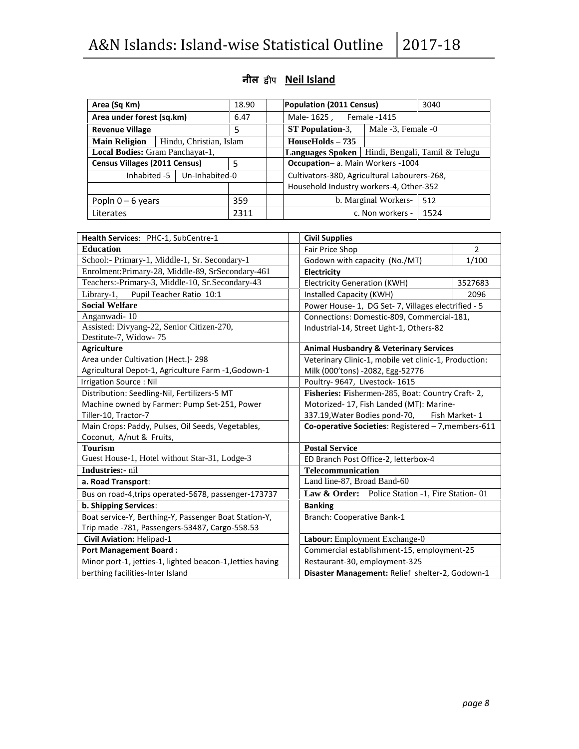# नील द्वीप Neil Island

| Area (Sq Km) | | 18.90 |
|---|---|---|
| Area under forest (sq.km) | | 6.47 |
| Revenue Village | | 5 |
| **Main Religion** | Hindu, Christian, Islam | |
| **Local Bodies:** Gram Panchayat-1, | | |
| Census Villages (2011 Census) | | 5 |
| Inhabited -5 | Un-Inhabited-0 | |
| Popln 0 – 6 years | | 359 |
| Literates | | 2311 |

| Population (2011 Census) | | 3040 |
|---|---|---|
| Male- 1625 , Female -1415 | | |
| **ST Population**-3, | Male -3, Female -0 | |
| **HouseHolds – 735** | | |
| **Languages Spoken** | Hindi, Bengali, Tamil & Telugu | |
| **Occupation**– a. Main Workers -1004 | | |
| Cultivators-380, Agricultural Labourers-268, Household Industry workers-4, Other-352 | | |
| | b. Marginal Workers- | 512 |
| | c. Non workers - | 1524 |

| Health Services: PHC-1, SubCentre-1 |
|---|
| **Education** |
| School:- Primary-1, Middle-1, Sr. Secondary-1 |
| Enrolment:Primary-28, Middle-89, SrSecondary-461 |
| Teachers:-Primary-3, Middle-10, Sr.Secondary-43 |
| Library-1, Pupil Teacher Ratio 10:1 |
| **Social Welfare** |
| Anganwadi- 10 |
| Assisted: Divyang-22, Senior Citizen-270, Destitute-7, Widow- 75 |
| **Agriculture** |
| Area under Cultivation (Hect.)- 298<br>Agricultural Depot-1, Agriculture Farm -1,Godown-1 |
| Irrigation Source : Nil |
| Distribution: Seedling-Nil, Fertilizers-5 MT<br>Machine owned by Farmer: Pump Set-251, Power Tiller-10, Tractor-7 |
| Main Crops: Paddy, Pulses, Oil Seeds, Vegetables, Coconut, A/nut & Fruits, |
| **Tourism** |
| Guest House-1, Hotel without Star-31, Lodge-3 |
| **Industries:-** nil |
| **a. Road Transport**: |
| Bus on road-4,trips operated-5678, passenger-173737 |
| **b. Shipping Services**: |
| Boat service-Y, Berthing-Y, Passenger Boat Station-Y, Trip made -781, Passengers-53487, Cargo-558.53 |
| **Civil Aviation:** Helipad-1 |
| **Port Management Board :** |
| Minor port-1, jetties-1, lighted beacon-1,Jetties having berthing facilities-Inter Island |

| Civil Supplies | |
|---|---|
| Fair Price Shop | 2 |
| Godown with capacity (No./MT) | 1/100 |
| **Electricity** | |
| Electricity Generation (KWH) | 3527683 |
| Installed Capacity (KWH) | 2096 |
| Power House- 1, DG Set- 7, Villages electrified - 5 | |
| Connections: Domestic-809, Commercial-181, Industrial-14, Street Light-1, Others-82 | |
| **Animal Husbandry & Veterinary Services** | |
| Veterinary Clinic-1, mobile vet clinic-1, Production: Milk (000'tons) -2082, Egg-52776 | |
| Poultry- 9647, Livestock- 1615 | |
| **Fisheries:** Fishermen-285, Boat: Country Craft- 2, Motorized- 17, Fish Landed (MT): Marine-337.19,Water Bodies pond-70, Fish Market- 1 | |
| **Co-operative Societies**: Registered – 7,members-611 | |
| **Postal Service** | |
| ED Branch Post Office-2, letterbox-4 | |
| **Telecommunication** | |
| Land line-87, Broad Band-60 | |
| **Law & Order:** Police Station -1, Fire Station- 01 | |
| **Banking** | |
| Branch: Cooperative Bank-1 | |
| **Labour:** Employment Exchange-0 | |
| Commercial establishment-15, employment-25 | |
| Restaurant-30, employment-325 | |
| **Disaster Management:** Relief shelter-2, Godown-1 | |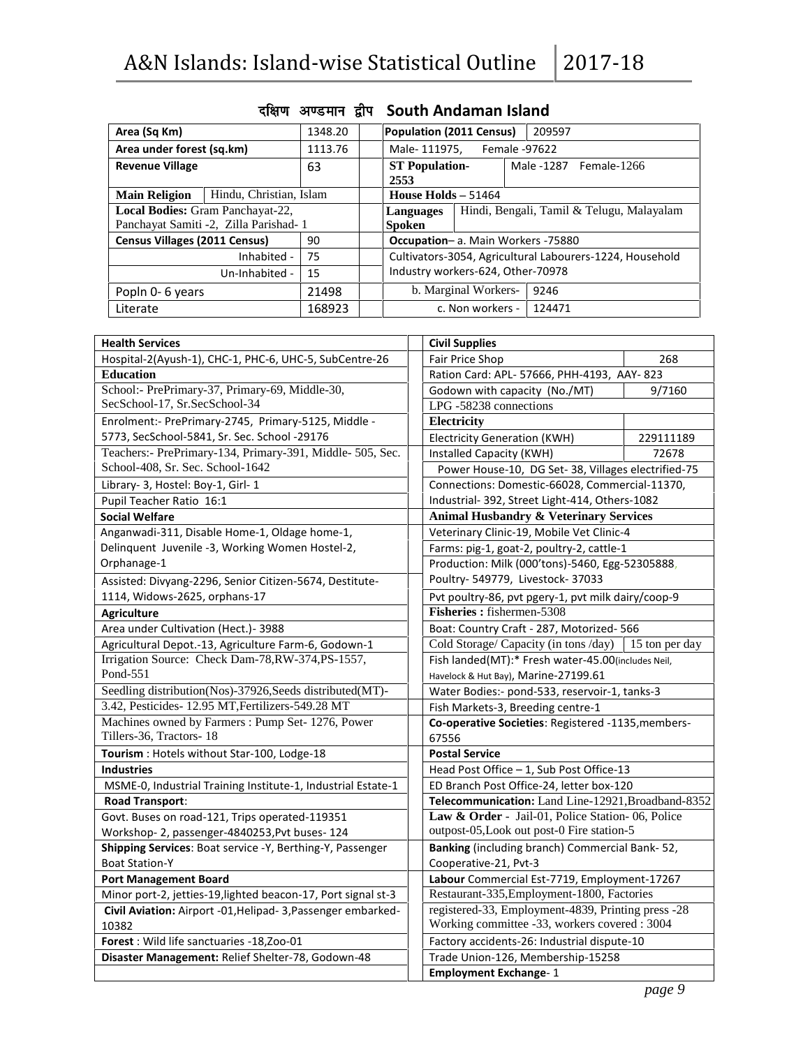## दक्षिण अण्डमान द्वीप South Andaman Island

| Area (Sq Km) | 1348.20 | Population (2011 Census) | 209597 |
|---|---|---|---|
| Area under forest (sq.km) | 1113.76 | Male- 111975, Female -97622 | |
| Revenue Village | 63 | ST Population- 2553 | Male -1287 Female-1266 |
| Main Religion: Hindu, Christian, Islam | | House Holds – 51464 | |
| Local Bodies: Gram Panchayat-22, Panchayat Samiti -2, Zilla Parishad- 1 | | Languages Spoken | Hindi, Bengali, Tamil & Telugu, Malayalam |
| Census Villages (2011 Census) | 90 | Occupation– a. Main Workers -75880 | |
| Inhabited - | 75 | Cultivators-3054, Agricultural Labourers-1224, Household Industry workers-624, Other-70978 | |
| Un-Inhabited - | 15 | | |
| Popln 0- 6 years | 21498 | b. Marginal Workers- | 9246 |
| Literate | 168923 | c. Non workers - | 124471 |

| **Health Services** |
|---|
| Hospital-2(Ayush-1), CHC-1, PHC-6, UHC-5, SubCentre-26 |
| **Education** |
| School:- PrePrimary-37, Primary-69, Middle-30, SecSchool-17, Sr.SecSchool-34 |
| Enrolment:- PrePrimary-2745, Primary-5125, Middle -5773, SecSchool-5841, Sr. Sec. School -29176 |
| Teachers:- PrePrimary-134, Primary-391, Middle- 505, Sec. School-408, Sr. Sec. School-1642 |
| Library- 3, Hostel: Boy-1, Girl- 1 |
| Pupil Teacher Ratio 16:1 |
| **Social Welfare** |
| Anganwadi-311, Disable Home-1, Oldage home-1, Delinquent Juvenile -3, Working Women Hostel-2, Orphanage-1 |
| Assisted: Divyang-2296, Senior Citizen-5674, Destitute-1114, Widows-2625, orphans-17 |
| **Agriculture** |
| Area under Cultivation (Hect.)- 3988 |
| Agricultural Depot.-13, Agriculture Farm-6, Godown-1 |
| Irrigation Source: Check Dam-78,RW-374,PS-1557, Pond-551 |
| Seedling distribution(Nos)-37926,Seeds distributed(MT)-3.42, Pesticides- 12.95 MT,Fertilizers-549.28 MT |
| Machines owned by Farmers : Pump Set- 1276, Power Tillers-36, Tractors- 18 |
| **Tourism** : Hotels without Star-100, Lodge-18 |
| **Industries** |
| MSME-0, Industrial Training Institute-1, Industrial Estate-1 |
| **Road Transport**: |
| Govt. Buses on road-121, Trips operated-119351 Workshop- 2, passenger-4840253,Pvt buses- 124 |
| **Shipping Services**: Boat service -Y, Berthing-Y, Passenger Boat Station-Y |
| **Port Management Board** |
| Minor port-2, jetties-19,lighted beacon-17, Port signal st-3 |
| **Civil Aviation:** Airport -01,Helipad- 3,Passenger embarked-10382 |
| **Forest** : Wild life sanctuaries -18,Zoo-01 |
| **Disaster Management:** Relief Shelter-78, Godown-48 |

| **Civil Supplies** | |
|---|---|
| Fair Price Shop | 268 |
| Ration Card: APL- 57666, PHH-4193, AAY- 823 | |
| Godown with capacity (No./MT) | 9/7160 |
| LPG -58238 connections | |
| **Electricity** | |
| Electricity Generation (KWH) | 229111189 |
| Installed Capacity (KWH) | 72678 |
| Power House-10, DG Set- 38, Villages electrified-75 | |
| Connections: Domestic-66028, Commercial-11370, Industrial- 392, Street Light-414, Others-1082 | |
| **Animal Husbandry & Veterinary Services** | |
| Veterinary Clinic-19, Mobile Vet Clinic-4 | |
| Farms: pig-1, goat-2, poultry-2, cattle-1 | |
| Production: Milk (000'tons)-5460, Egg-52305888, Poultry- 549779, Livestock- 37033 | |
| Pvt poultry-86, pvt pgery-1, pvt milk dairy/coop-9 | |
| **Fisheries :** fishermen-5308 | |
| Boat: Country Craft - 287, Motorized- 566 | |
| Cold Storage/ Capacity (in tons /day) | 15 ton per day |
| Fish landed(MT):* Fresh water-45.00(includes Neil, Havelock & Hut Bay), Marine-27199.61 | |
| Water Bodies:- pond-533, reservoir-1, tanks-3 | |
| Fish Markets-3, Breeding centre-1 | |
| **Co-operative Societies**: Registered -1135,members-67556 | |
| **Postal Service** | |
| Head Post Office – 1, Sub Post Office-13 | |
| ED Branch Post Office-24, letter box-120 | |
| **Telecommunication:** Land Line-12921,Broadband-8352 | |
| **Law & Order** - Jail-01, Police Station- 06, Police outpost-05,Look out post-0 Fire station-5 | |
| **Banking** (including branch) Commercial Bank- 52, Cooperative-21, Pvt-3 | |
| **Labour** Commercial Est-7719, Employment-17267 | |
| Restaurant-335,Employment-1800, Factories registered-33, Employment-4839, Printing press -28 Working committee -33, workers covered : 3004 | |
| Factory accidents-26: Industrial dispute-10 | |
| Trade Union-126, Membership-15258 | |
| **Employment Exchange**- 1 | |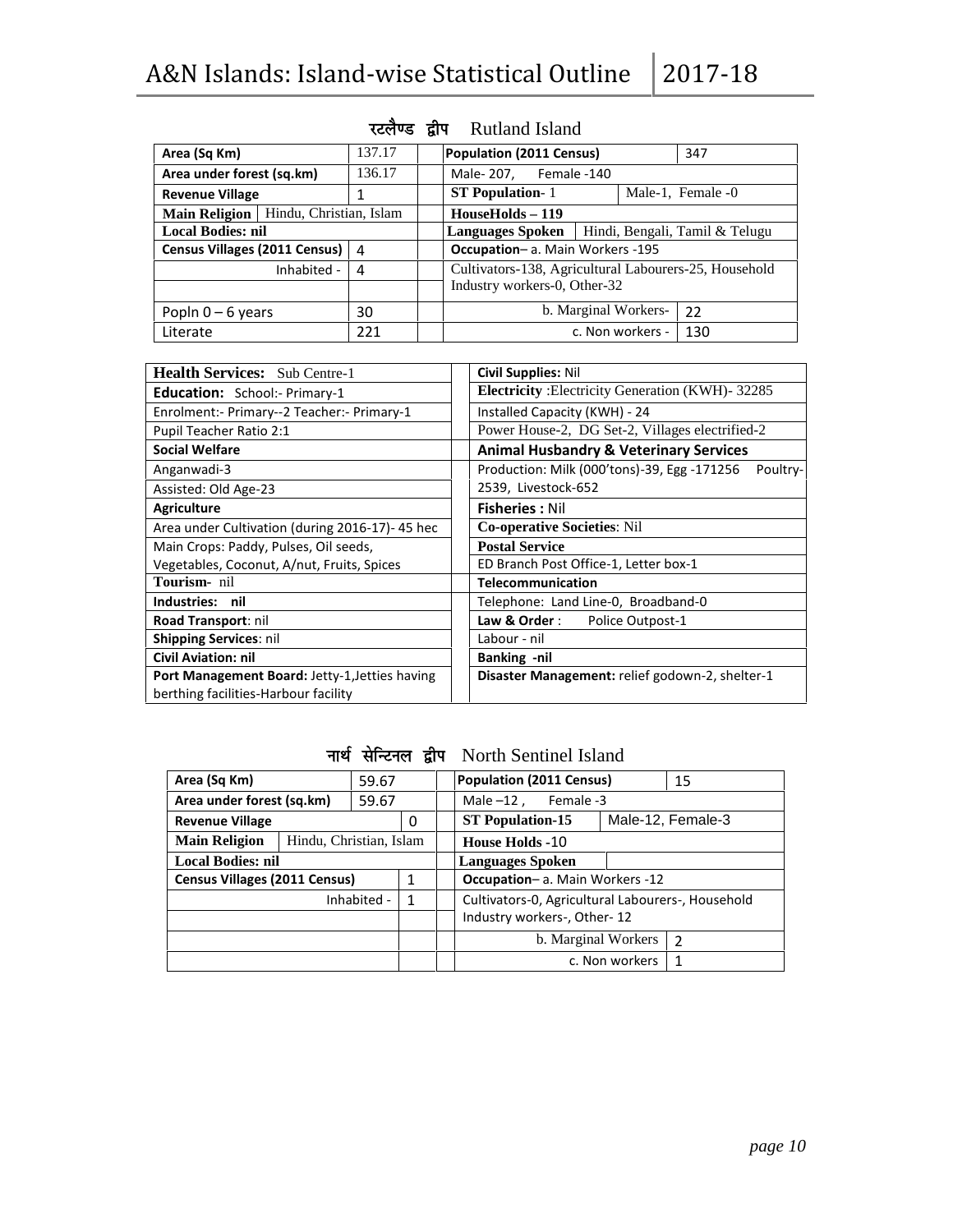## रटलैण्ड द्वीप Rutland Island

| | | | | |
|---|---|---|---|---|
| **Area (Sq Km)** | 137.17 | | **Population (2011 Census)** | 347 |
| **Area under forest (sq.km)** | 136.17 | | Male- 207, Female -140 | |
| **Revenue Village** | 1 | | **ST Population**- 1 | Male-1, Female -0 |
| **Main Religion** Hindu, Christian, Islam | | | **HouseHolds – 119** | |
| **Local Bodies: nil** | | | **Languages Spoken** | Hindi, Bengali, Tamil & Telugu |
| **Census Villages (2011 Census)** | 4 | | **Occupation**– a. Main Workers -195 | |
| Inhabited - | 4 | | Cultivators-138, Agricultural Labourers-25, Household Industry workers-0, Other-32 | |
| Popln 0 – 6 years | 30 | | b. Marginal Workers- | 22 |
| Literate | 221 | | c. Non workers - | 130 |

| | |
|---|---|
| **Health Services:** Sub Centre-1 | **Civil Supplies:** Nil |
| **Education:** School:- Primary-1 | **Electricity** :Electricity Generation (KWH)- 32285 |
| Enrolment:- Primary--2 Teacher:- Primary-1 | Installed Capacity (KWH) - 24 |
| Pupil Teacher Ratio 2:1 | Power House-2, DG Set-2, Villages electrified-2 |
| **Social Welfare** | **Animal Husbandry & Veterinary Services** |
| Anganwadi-3 | Production: Milk (000'tons)-39, Egg -171256 Poultry-2539, Livestock-652 |
| Assisted: Old Age-23 | |
| **Agriculture** | **Fisheries :** Nil |
| Area under Cultivation (during 2016-17)- 45 hec | **Co-operative Societies**: Nil |
| Main Crops: Paddy, Pulses, Oil seeds, Vegetables, Coconut, A/nut, Fruits, Spices | **Postal Service** |
| | ED Branch Post Office-1, Letter box-1 |
| **Tourism**- nil | **Telecommunication** |
| **Industries: nil** | Telephone: Land Line-0, Broadband-0 |
| **Road Transport**: nil | **Law & Order** : Police Outpost-1 |
| **Shipping Services**: nil | Labour - nil |
| **Civil Aviation: nil** | **Banking -nil** |
| **Port Management Board:** Jetty-1,Jetties having berthing facilities-Harbour facility | **Disaster Management:** relief godown-2, shelter-1 |

## नार्थ सेन्टिनल द्वीप North Sentinel Island

| | | | | | |
|---|---|---|---|---|---|
| **Area (Sq Km)** | 59.67 | | | **Population (2011 Census)** | 15 |
| **Area under forest (sq.km)** | 59.67 | | | Male –12 , Female -3 | |
| **Revenue Village** | | 0 | | **ST Population-15** | Male-12, Female-3 |
| **Main Religion** | Hindu, Christian, Islam | | | **House Holds -**10 | |
| **Local Bodies: nil** | | | | **Languages Spoken** | |
| **Census Villages (2011 Census)** | | 1 | | **Occupation**– a. Main Workers -12 | |
| Inhabited - | | 1 | | Cultivators-0, Agricultural Labourers-, Household Industry workers-, Other- 12 | |
| | | | | b. Marginal Workers | 2 |
| | | | | c. Non workers | 1 |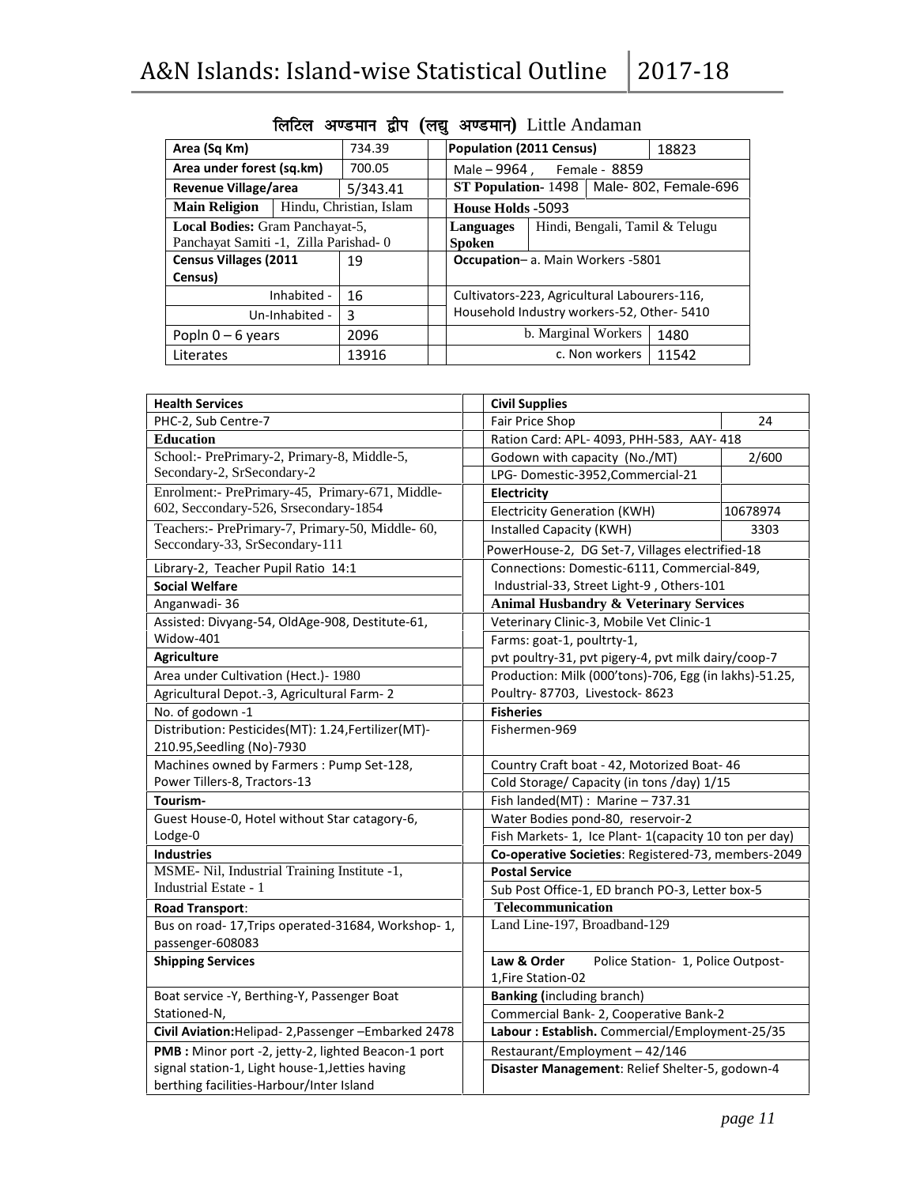## लिटिल अण्डमान द्वीप (लघु अण्डमान) Little Andaman

| Area (Sq Km) | 734.39 | Population (2011 Census) | 18823 |
|---|---|---|---|
| Area under forest (sq.km) | 700.05 | Male – 9964 , Female - 8859 | |
| Revenue Village/area | 5/343.41 | ST Population- 1498 | Male- 802, Female-696 |
| Main Religion | Hindu, Christian, Islam | House Holds -5093 | |
| Local Bodies: Gram Panchayat-5, Panchayat Samiti -1, Zilla Parishad- 0 | | Languages Spoken | Hindi, Bengali, Tamil & Telugu |
| Census Villages (2011 Census) | 19 | Occupation– a. Main Workers -5801 | |
| Inhabited - | 16 | Cultivators-223, Agricultural Labourers-116, Household Industry workers-52, Other- 5410 | |
| Un-Inhabited - | 3 | | |
| Popln 0 – 6 years | 2096 | b. Marginal Workers | 1480 |
| Literates | 13916 | c. Non workers | 11542 |

| Health Services | Civil Supplies | |
|---|---|---|
| PHC-2, Sub Centre-7 | Fair Price Shop | 24 |
| **Education** | Ration Card: APL- 4093, PHH-583, AAY- 418 | |
| School:- PrePrimary-2, Primary-8, Middle-5, Secondary-2, SrSecondary-2 | Godown with capacity (No./MT) | 2/600 |
| | LPG- Domestic-3952,Commercial-21 | |
| Enrolment:- PrePrimary-45, Primary-671, Middle-602, Seccondary-526, Srsecondary-1854 | **Electricity** | |
| | Electricity Generation (KWH) | 10678974 |
| Teachers:- PrePrimary-7, Primary-50, Middle- 60, Seccondary-33, SrSecondary-111 | Installed Capacity (KWH) | 3303 |
| | PowerHouse-2, DG Set-7, Villages electrified-18 | |
| Library-2, Teacher Pupil Ratio 14:1 | Connections: Domestic-6111, Commercial-849, Industrial-33, Street Light-9 , Others-101 | |
| **Social Welfare** | | |
| Anganwadi- 36 | **Animal Husbandry & Veterinary Services** | |
| Assisted: Divyang-54, OldAge-908, Destitute-61, Widow-401 | Veterinary Clinic-3, Mobile Vet Clinic-1 | |
| | Farms: goat-1, poultrty-1, | |
| **Agriculture** | pvt poultry-31, pvt pigery-4, pvt milk dairy/coop-7 | |
| Area under Cultivation (Hect.)- 1980 | Production: Milk (000'tons)-706, Egg (in lakhs)-51.25, | |
| Agricultural Depot.-3, Agricultural Farm- 2 | Poultry- 87703, Livestock- 8623 | |
| No. of godown -1 | **Fisheries** | |
| Distribution: Pesticides(MT): 1.24,Fertilizer(MT)-210.95,Seedling (No)-7930 | Fishermen-969 | |
| Machines owned by Farmers : Pump Set-128, Power Tillers-8, Tractors-13 | Country Craft boat - 42, Motorized Boat- 46 | |
| | Cold Storage/ Capacity (in tons /day) 1/15 | |
| **Tourism-** | Fish landed(MT) : Marine – 737.31 | |
| Guest House-0, Hotel without Star catagory-6, Lodge-0 | Water Bodies pond-80, reservoir-2 | |
| | Fish Markets- 1, Ice Plant- 1(capacity 10 ton per day) | |
| **Industries** | **Co-operative Societies**: Registered-73, members-2049 | |
| MSME- Nil, Industrial Training Institute -1, Industrial Estate - 1 | **Postal Service** | |
| | Sub Post Office-1, ED branch PO-3, Letter box-5 | |
| **Road Transport**: | **Telecommunication** | |
| Bus on road- 17,Trips operated-31684, Workshop- 1, passenger-608083 | Land Line-197, Broadband-129 | |
| **Shipping Services** | **Law & Order** Police Station- 1, Police Outpost-1,Fire Station-02 | |
| Boat service -Y, Berthing-Y, Passenger Boat Stationed-N, | **Banking (**including branch) | |
| | Commercial Bank- 2, Cooperative Bank-2 | |
| **Civil Aviation:**Helipad- 2,Passenger –Embarked 2478 | **Labour : Establish.** Commercial/Employment-25/35 | |
| **PMB :** Minor port -2, jetty-2, lighted Beacon-1 port signal station-1, Light house-1,Jetties having berthing facilities-Harbour/Inter Island | Restaurant/Employment – 42/146 | |
| | **Disaster Management**: Relief Shelter-5, godown-4 | |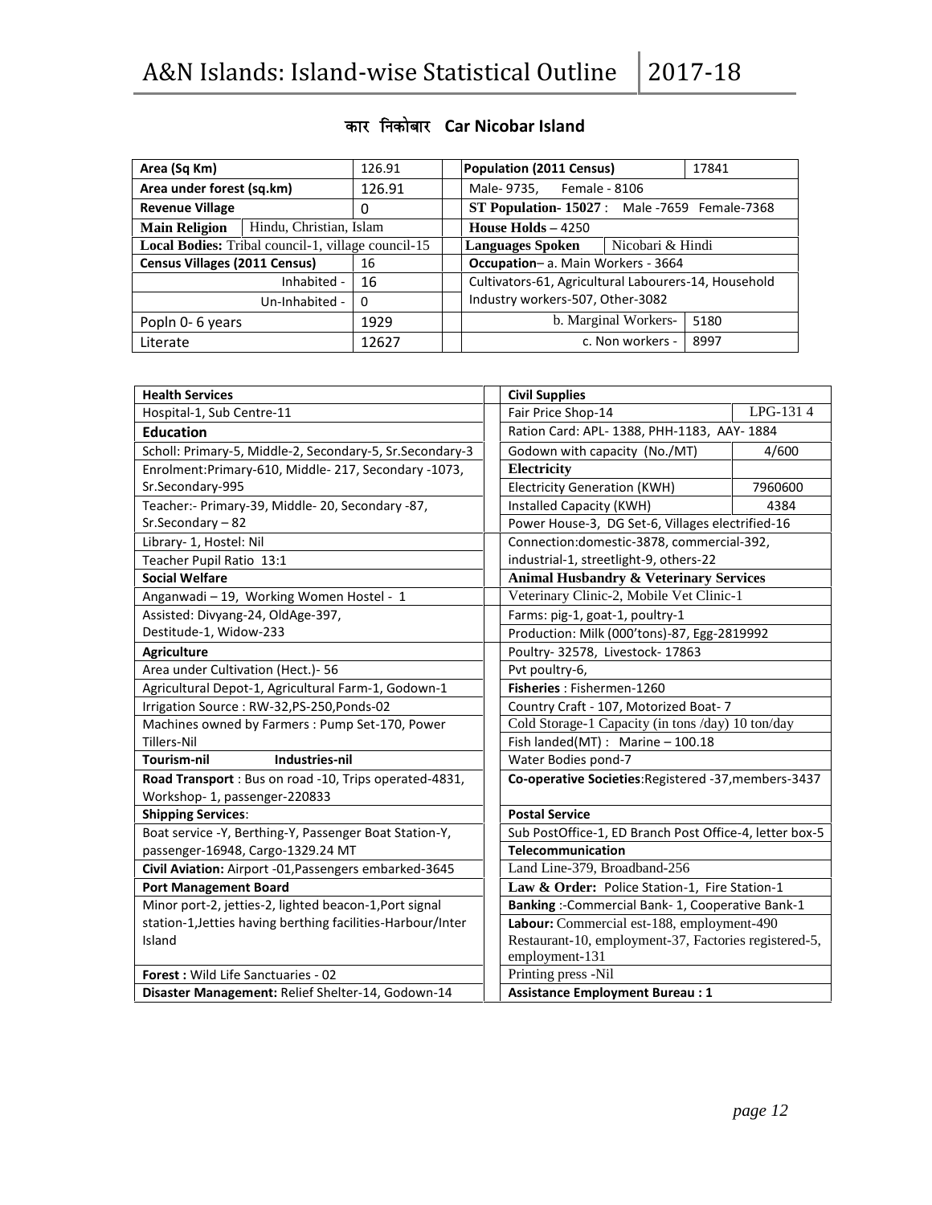## कार निकोबार Car Nicobar Island

| Area (Sq Km) | | 126.91 | | Population (2011 Census) | | 17841 |
|---|---|---|---|---|---|---|
| Area under forest (sq.km) | | 126.91 | | Male- 9735, Female - 8106 | | |
| Revenue Village | | 0 | | ST Population- 15027 : Male -7659 Female-7368 | | |
| Main Religion | Hindu, Christian, Islam | | | House Holds – 4250 | | |
| Local Bodies: Tribal council-1, village council-15 | | | | Languages Spoken | Nicobari & Hindi | |
| Census Villages (2011 Census) | | 16 | | Occupation– a. Main Workers - 3664 | | |
| Inhabited - | | 16 | | Cultivators-61, Agricultural Labourers-14, Household | | |
| Un-Inhabited - | | 0 | | Industry workers-507, Other-3082 | | |
| Popln 0- 6 years | | 1929 | | b. Marginal Workers- | | 5180 |
| Literate | | 12627 | | c. Non workers - | | 8997 |

| Health Services | | Civil Supplies | |
|---|---|---|---|
| Hospital-1, Sub Centre-11 | | Fair Price Shop-14 | LPG-131 4 |
| **Education** | | Ration Card: APL- 1388, PHH-1183, AAY- 1884 | |
| Scholl: Primary-5, Middle-2, Secondary-5, Sr.Secondary-3 | | Godown with capacity (No./MT) | 4/600 |
| Enrolment:Primary-610, Middle- 217, Secondary -1073, Sr.Secondary-995 | | **Electricity** | |
| | | Electricity Generation (KWH) | 7960600 |
| Teacher:- Primary-39, Middle- 20, Secondary -87, Sr.Secondary – 82 | | Installed Capacity (KWH) | 4384 |
| | | Power House-3, DG Set-6, Villages electrified-16 | |
| Library- 1, Hostel: Nil | | Connection:domestic-3878, commercial-392, industrial-1, streetlight-9, others-22 | |
| Teacher Pupil Ratio 13:1 | | | |
| **Social Welfare** | | **Animal Husbandry & Veterinary Services** | |
| Anganwadi – 19, Working Women Hostel - 1 | | Veterinary Clinic-2, Mobile Vet Clinic-1 | |
| Assisted: Divyang-24, OldAge-397, Destitude-1, Widow-233 | | Farms: pig-1, goat-1, poultry-1 | |
| | | Production: Milk (000'tons)-87, Egg-2819992 | |
| **Agriculture** | | Poultry- 32578, Livestock- 17863 | |
| Area under Cultivation (Hect.)- 56 | | Pvt poultry-6, | |
| Agricultural Depot-1, Agricultural Farm-1, Godown-1 | | **Fisheries** : Fishermen-1260 | |
| Irrigation Source : RW-32,PS-250,Ponds-02 | | Country Craft - 107, Motorized Boat- 7 | |
| Machines owned by Farmers : Pump Set-170, Power Tillers-Nil | | Cold Storage-1 Capacity (in tons /day) 10 ton/day | |
| | | Fish landed(MT) : Marine – 100.18 | |
| **Tourism-nil** **Industries-nil** | | Water Bodies pond-7 | |
| **Road Transport** : Bus on road -10, Trips operated-4831, Workshop- 1, passenger-220833 | | **Co-operative Societies**:Registered -37,members-3437 | |
| **Shipping Services**: | | **Postal Service** | |
| Boat service -Y, Berthing-Y, Passenger Boat Station-Y, passenger-16948, Cargo-1329.24 MT | | Sub PostOffice-1, ED Branch Post Office-4, letter box-5 | |
| | | **Telecommunication** | |
| **Civil Aviation:** Airport -01,Passengers embarked-3645 | | Land Line-379, Broadband-256 | |
| **Port Management Board** | | **Law & Order:** Police Station-1, Fire Station-1 | |
| Minor port-2, jetties-2, lighted beacon-1,Port signal station-1,Jetties having berthing facilities-Harbour/Inter Island | | **Banking** :-Commercial Bank- 1, Cooperative Bank-1 | |
| | | **Labour:** Commercial est-188, employment-490 Restaurant-10, employment-37, Factories registered-5, employment-131 | |
| **Forest :** Wild Life Sanctuaries - 02 | | Printing press -Nil | |
| **Disaster Management:** Relief Shelter-14, Godown-14 | | **Assistance Employment Bureau : 1** | |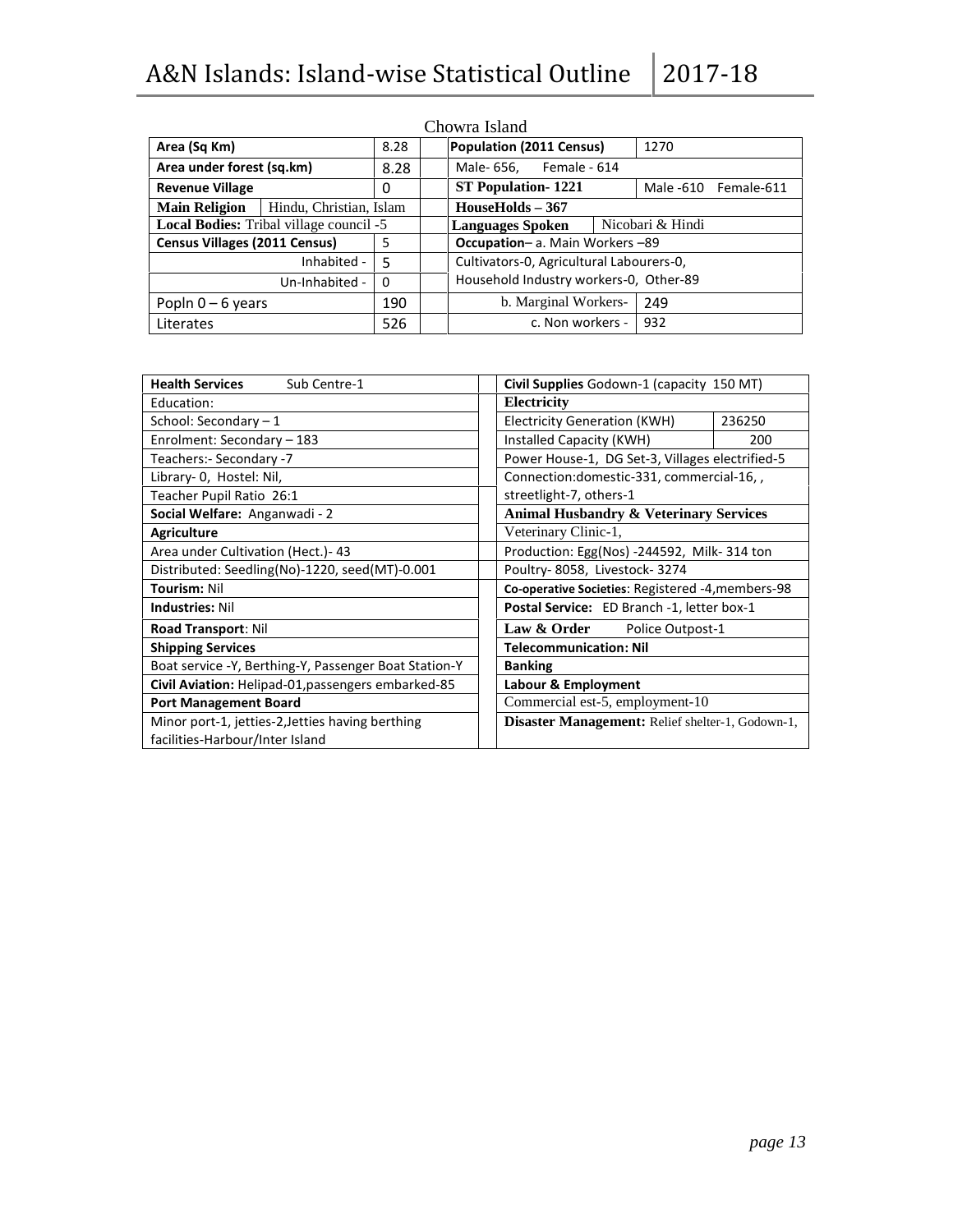## Chowra Island

| | | | Population (2011 Census) | 1270 |
|---|---|---|---|---|
| **Area (Sq Km)** | | 8.28 | Male- 656, Female - 614 | |
| **Area under forest (sq.km)** | | 8.28 | **ST Population- 1221** | Male -610 Female-611 |
| **Revenue Village** | | 0 | **HouseHolds – 367** | |
| **Main Religion** | Hindu, Christian, Islam | | **Languages Spoken** | Nicobari & Hindi |
| **Local Bodies:** Tribal village council -5 | | | **Occupation**– a. Main Workers –89 | |
| **Census Villages (2011 Census)** | | 5 | Cultivators-0, Agricultural Labourers-0, | |
| | Inhabited - | 5 | Household Industry workers-0, Other-89 | |
| | Un-Inhabited - | 0 | | |
| Popln 0 – 6 years | | 190 | b. Marginal Workers- | 249 |
| Literates | | 526 | c. Non workers - | 932 |

| | |
|---|---|
| **Health Services** Sub Centre-1 | **Civil Supplies** Godown-1 (capacity 150 MT) |
| Education: | **Electricity** |
| School: Secondary – 1 | Electricity Generation (KWH) 236250 |
| Enrolment: Secondary – 183 | Installed Capacity (KWH) 200 |
| Teachers:- Secondary -7 | Power House-1, DG Set-3, Villages electrified-5 |
| Library- 0, Hostel: Nil, | Connection:domestic-331, commercial-16, , |
| Teacher Pupil Ratio 26:1 | streetlight-7, others-1 |
| **Social Welfare:** Anganwadi - 2 | **Animal Husbandry & Veterinary Services** |
| **Agriculture** | Veterinary Clinic-1, |
| Area under Cultivation (Hect.)- 43 | Production: Egg(Nos) -244592, Milk- 314 ton |
| Distributed: Seedling(No)-1220, seed(MT)-0.001 | Poultry- 8058, Livestock- 3274 |
| **Tourism:** Nil | **Co-operative Societies**: Registered -4,members-98 |
| **Industries:** Nil | **Postal Service:** ED Branch -1, letter box-1 |
| **Road Transport**: Nil | **Law & Order** Police Outpost-1 |
| **Shipping Services** | **Telecommunication: Nil** |
| Boat service -Y, Berthing-Y, Passenger Boat Station-Y | **Banking** |
| **Civil Aviation:** Helipad-01,passengers embarked-85 | **Labour & Employment** |
| **Port Management Board** | Commercial est-5, employment-10 |
| Minor port-1, jetties-2,Jetties having berthing facilities-Harbour/Inter Island | **Disaster Management:** Relief shelter-1, Godown-1, |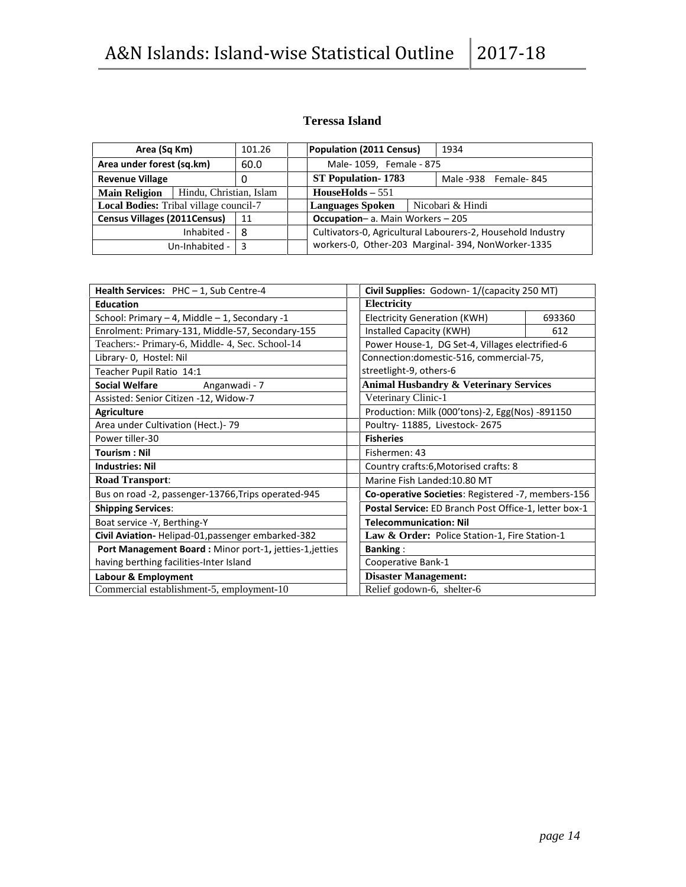## Teressa Island

| Area (Sq Km) | | 101.26 | | Population (2011 Census) | 1934 |
|---|---|---|---|---|---|
| Area under forest (sq.km) | | 60.0 | | Male- 1059, Female - 875 | |
| Revenue Village | | 0 | | ST Population- 1783 | Male -938 Female- 845 |
| Main Religion | Hindu, Christian, Islam | | | HouseHolds – 551 | |
| Local Bodies: Tribal village council-7 | | | | Languages Spoken | Nicobari & Hindi |
| Census Villages (2011Census) | | 11 | | Occupation– a. Main Workers – 205 | |
| Inhabited - | | 8 | | Cultivators-0, Agricultural Labourers-2, Household Industry workers-0, Other-203 Marginal- 394, NonWorker-1335 | |
| Un-Inhabited - | | 3 | | | |

| | | | |
|---|---|---|---|
| **Health Services:** PHC – 1, Sub Centre-4 | | **Civil Supplies:** Godown- 1/(capacity 250 MT) | |
| **Education** | | **Electricity** | |
| School: Primary – 4, Middle – 1, Secondary -1 | | Electricity Generation (KWH) | 693360 |
| Enrolment: Primary-131, Middle-57, Secondary-155 | | Installed Capacity (KWH) | 612 |
| Teachers:- Primary-6, Middle- 4, Sec. School-14 | | Power House-1, DG Set-4, Villages electrified-6 | |
| Library- 0, Hostel: Nil | | Connection:domestic-516, commercial-75, streetlight-9, others-6 | |
| Teacher Pupil Ratio 14:1 | | | |
| **Social Welfare** Anganwadi - 7 | | **Animal Husbandry & Veterinary Services** | |
| Assisted: Senior Citizen -12, Widow-7 | | Veterinary Clinic-1 | |
| **Agriculture** | | Production: Milk (000'tons)-2, Egg(Nos) -891150 | |
| Area under Cultivation (Hect.)- 79 | | Poultry- 11885, Livestock- 2675 | |
| Power tiller-30 | | **Fisheries** | |
| **Tourism : Nil** | | Fishermen: 43 | |
| **Industries: Nil** | | Country crafts:6,Motorised crafts: 8 | |
| **Road Transport**: | | Marine Fish Landed:10.80 MT | |
| Bus on road -2, passenger-13766,Trips operated-945 | | **Co-operative Societies**: Registered -7, members-156 | |
| **Shipping Services**: | | **Postal Service:** ED Branch Post Office-1, letter box-1 | |
| Boat service -Y, Berthing-Y | | **Telecommunication: Nil** | |
| **Civil Aviation-** Helipad-01,passenger embarked-382 | | **Law & Order:** Police Station-1, Fire Station-1 | |
| **Port Management Board :** Minor port-1**,** jetties-1,jetties having berthing facilities-Inter Island | | **Banking** : | |
| | | Cooperative Bank-1 | |
| **Labour & Employment** | | **Disaster Management:** | |
| Commercial establishment-5, employment-10 | | Relief godown-6, shelter-6 | |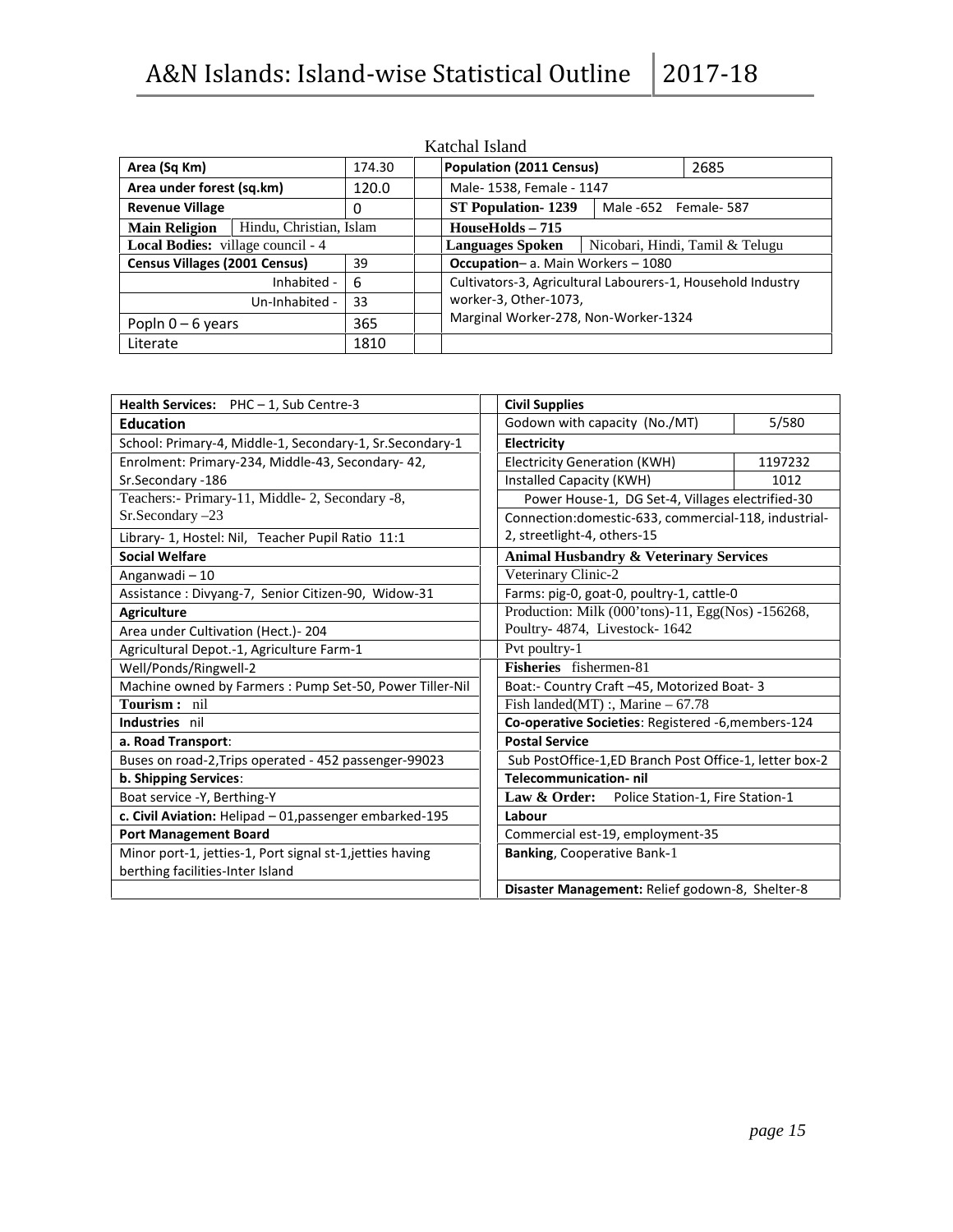## Katchal Island

| Area (Sq Km) | | 174.30 |
|---|---|---|
| Area under forest (sq.km) | | 120.0 |
| Revenue Village | | 0 |
| Main Religion | Hindu, Christian, Islam | |
| Local Bodies: village council - 4 | | |
| Census Villages (2001 Census) | | 39 |
| | Inhabited - | 6 |
| | Un-Inhabited - | 33 |
| Popln 0 – 6 years | | 365 |
| Literate | | 1810 |

| Population (2011 Census) | | 2685 |
|---|---|---|
| Male- 1538, Female - 1147 | | |
| ST Population- 1239 | Male -652 Female- 587 | |
| HouseHolds – 715 | | |
| Languages Spoken | Nicobari, Hindi, Tamil & Telugu | |
| Occupation– a. Main Workers – 1080 | | |
| Cultivators-3, Agricultural Labourers-1, Household Industry worker-3, Other-1073, Marginal Worker-278, Non-Worker-1324 | | |

| Health Services: PHC – 1, Sub Centre-3 |
|---|
| **Education** |
| School: Primary-4, Middle-1, Secondary-1, Sr.Secondary-1 |
| Enrolment: Primary-234, Middle-43, Secondary- 42, Sr.Secondary -186 |
| Teachers:- Primary-11, Middle- 2, Secondary -8, Sr.Secondary –23 |
| Library- 1, Hostel: Nil, Teacher Pupil Ratio 11:1 |
| **Social Welfare** |
| Anganwadi – 10 |
| Assistance : Divyang-7, Senior Citizen-90, Widow-31 |
| **Agriculture** |
| Area under Cultivation (Hect.)- 204 |
| Agricultural Depot.-1, Agriculture Farm-1 |
| Well/Ponds/Ringwell-2 |
| Machine owned by Farmers : Pump Set-50, Power Tiller-Nil |
| **Tourism :** nil |
| **Industries** nil |
| **a. Road Transport**: |
| Buses on road-2,Trips operated - 452 passenger-99023 |
| **b. Shipping Services**: |
| Boat service -Y, Berthing-Y |
| **c. Civil Aviation:** Helipad – 01,passenger embarked-195 |
| **Port Management Board** |
| Minor port-1, jetties-1, Port signal st-1,jetties having berthing facilities-Inter Island |

| Civil Supplies | |
|---|---|
| Godown with capacity (No./MT) | 5/580 |
| **Electricity** | |
| Electricity Generation (KWH) | 1197232 |
| Installed Capacity (KWH) | 1012 |
| Power House-1, DG Set-4, Villages electrified-30 | |
| Connection:domestic-633, commercial-118, industrial-2, streetlight-4, others-15 | |
| **Animal Husbandry & Veterinary Services** | |
| Veterinary Clinic-2 | |
| Farms: pig-0, goat-0, poultry-1, cattle-0 | |
| Production: Milk (000'tons)-11, Egg(Nos) -156268, Poultry- 4874, Livestock- 1642 | |
| Pvt poultry-1 | |
| **Fisheries** fishermen-81 | |
| Boat:- Country Craft –45, Motorized Boat- 3 | |
| Fish landed(MT) :, Marine – 67.78 | |
| **Co-operative Societies**: Registered -6,members-124 | |
| **Postal Service** | |
| Sub PostOffice-1,ED Branch Post Office-1, letter box-2 | |
| **Telecommunication- nil** | |
| **Law & Order:** Police Station-1, Fire Station-1 | |
| **Labour** | |
| Commercial est-19, employment-35 | |
| **Banking**, Cooperative Bank-1 | |
| **Disaster Management:** Relief godown-8, Shelter-8 | |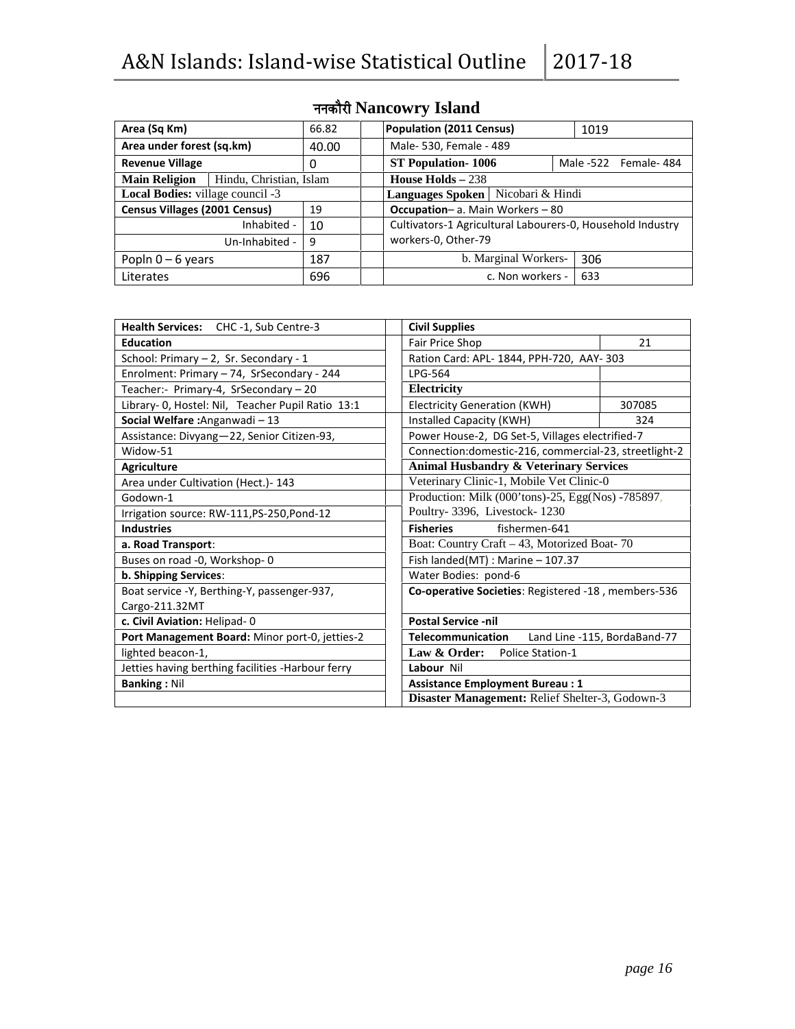## ननकौरी Nancowry Island

| Area (Sq Km) | | 66.82 | Population (2011 Census) | | 1019 |
|---|---|---|---|---|---|
| Area under forest (sq.km) | | 40.00 | Male- 530, Female - 489 | | |
| Revenue Village | | 0 | ST Population- 1006 | Male -522 Female- 484 | |
| Main Religion | Hindu, Christian, Islam | | House Holds – 238 | | |
| Local Bodies: village council -3 | | | Languages Spoken | Nicobari & Hindi | |
| Census Villages (2001 Census) | | 19 | Occupation– a. Main Workers – 80 | | |
| Inhabited - | | 10 | Cultivators-1 Agricultural Labourers-0, Household Industry workers-0, Other-79 | | |
| Un-Inhabited - | | 9 | | | |
| Popln 0 – 6 years | | 187 | b. Marginal Workers- | 306 | |
| Literates | | 696 | c. Non workers - | 633 | |

| | |
|---|---|
| **Health Services:** CHC -1, Sub Centre-3 | **Civil Supplies** |
| **Education** | Fair Price Shop: 21 |
| School: Primary – 2, Sr. Secondary - 1 | Ration Card: APL- 1844, PPH-720, AAY- 303 |
| Enrolment: Primary – 74, SrSecondary - 244 | LPG-564 |
| Teacher:- Primary-4, SrSecondary – 20 | **Electricity** |
| Library- 0, Hostel: Nil, Teacher Pupil Ratio 13:1 | Electricity Generation (KWH): 307085 |
| **Social Welfare :** Anganwadi – 13 | Installed Capacity (KWH): 324 |
| Assistance: Divyang—22, Senior Citizen-93, | Power House-2, DG Set-5, Villages electrified-7 |
| Widow-51 | Connection:domestic-216, commercial-23, streetlight-2 |
| **Agriculture** | **Animal Husbandry & Veterinary Services** |
| Area under Cultivation (Hect.)- 143 | Veterinary Clinic-1, Mobile Vet Clinic-0 |
| Godown-1 | Production: Milk (000'tons)-25, Egg(Nos) -785897, |
| Irrigation source: RW-111,PS-250,Pond-12 | Poultry- 3396, Livestock- 1230 |
| **Industries** | **Fisheries** fishermen-641 |
| **a. Road Transport**: | Boat: Country Craft – 43, Motorized Boat- 70 |
| Buses on road -0, Workshop- 0 | Fish landed(MT) : Marine – 107.37 |
| **b. Shipping Services**: | Water Bodies: pond-6 |
| Boat service -Y, Berthing-Y, passenger-937, Cargo-211.32MT | **Co-operative Societies**: Registered -18 , members-536 |
| **c. Civil Aviation:** Helipad- 0 | **Postal Service -nil** |
| **Port Management Board:** Minor port-0, jetties-2 | **Telecommunication** Land Line -115, BordaBand-77 |
| lighted beacon-1, | **Law & Order:** Police Station-1 |
| Jetties having berthing facilities -Harbour ferry | **Labour** Nil |
| **Banking :** Nil | **Assistance Employment Bureau : 1** |
| | **Disaster Management:** Relief Shelter-3, Godown-3 |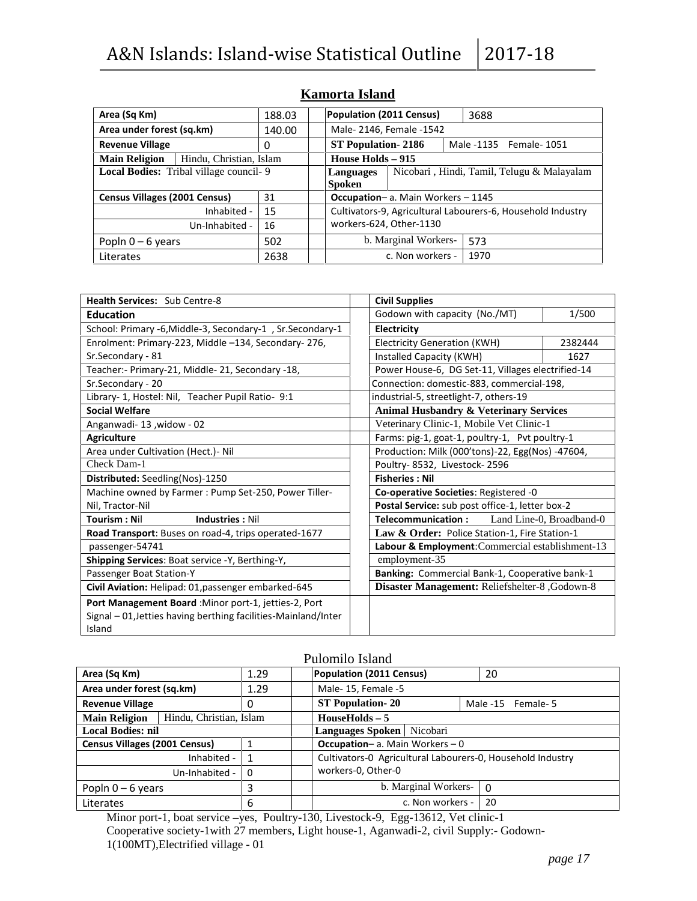## Kamorta Island

| Area (Sq Km) | | 188.03 | | Population (2011 Census) | | 3688 |
|---|---|---|---|---|---|---|
| Area under forest (sq.km) | | 140.00 | | Male- 2146, Female -1542 | | |
| Revenue Village | | 0 | | ST Population- 2186 | | Male -1135 Female- 1051 |
| Main Religion | Hindu, Christian, Islam | | | House Holds – 915 | | |
| Local Bodies: Tribal village council- 9 | | | | Languages Spoken | Nicobari , Hindi, Tamil, Telugu & Malayalam | |
| Census Villages (2001 Census) | | 31 | | Occupation– a. Main Workers – 1145 | | |
| Inhabited - | | 15 | | Cultivators-9, Agricultural Labourers-6, Household Industry workers-624, Other-1130 | | |
| Un-Inhabited - | | 16 | | | | |
| Popln 0 – 6 years | | 502 | | b. Marginal Workers- | | 573 |
| Literates | | 2638 | | c. Non workers - | | 1970 |

| | | | |
|---|---|---|---|
| **Health Services:** Sub Centre-8 | | **Civil Supplies** | |
| **Education** | | Godown with capacity (No./MT) | 1/500 |
| School: Primary -6,Middle-3, Secondary-1 , Sr.Secondary-1 | | **Electricity** | |
| Enrolment: Primary-223, Middle –134, Secondary- 276, | | Electricity Generation (KWH) | 2382444 |
| Sr.Secondary - 81 | | Installed Capacity (KWH) | 1627 |
| Teacher:- Primary-21, Middle- 21, Secondary -18, | | Power House-6, DG Set-11, Villages electrified-14 | |
| Sr.Secondary - 20 | | Connection: domestic-883, commercial-198, | |
| Library- 1, Hostel: Nil, Teacher Pupil Ratio- 9:1 | | industrial-5, streetlight-7, others-19 | |
| **Social Welfare** | | **Animal Husbandry & Veterinary Services** | |
| Anganwadi- 13 ,widow - 02 | | Veterinary Clinic-1, Mobile Vet Clinic-1 | |
| **Agriculture** | | Farms: pig-1, goat-1, poultry-1, Pvt poultry-1 | |
| Area under Cultivation (Hect.)- Nil | | Production: Milk (000'tons)-22, Egg(Nos) -47604, | |
| Check Dam-1 | | Poultry- 8532, Livestock- 2596 | |
| **Distributed:** Seedling(Nos)-1250 | | **Fisheries : Nil** | |
| Machine owned by Farmer : Pump Set-250, Power Tiller-Nil, Tractor-Nil | | **Co-operative Societies**: Registered -0 | |
| | | **Postal Service:** sub post office-1, letter box-2 | |
| **Tourism : N**il **Industries :** Nil | | **Telecommunication :** Land Line-0, Broadband-0 | |
| **Road Transport**: Buses on road-4, trips operated-1677 | | **Law & Order:** Police Station-1, Fire Station-1 | |
| passenger-54741 | | **Labour & Employment**:Commercial establishment-13 | |
| **Shipping Services**: Boat service -Y, Berthing-Y, | | employment-35 | |
| Passenger Boat Station-Y | | **Banking:** Commercial Bank-1, Cooperative bank-1 | |
| **Civil Aviation:** Helipad: 01,passenger embarked-645 | | **Disaster Management:** Reliefshelter-8 ,Godown-8 | |
| **Port Management Board** :Minor port-1, jetties-2, Port Signal – 01,Jetties having berthing facilities-Mainland/Inter Island | | | |

## Pulomilo Island

| Area (Sq Km) | | 1.29 | | Population (2011 Census) | | 20 |
|---|---|---|---|---|---|---|
| Area under forest (sq.km) | | 1.29 | | Male- 15, Female -5 | | |
| Revenue Village | | 0 | | ST Population- 20 | | Male -15 Female- 5 |
| Main Religion | Hindu, Christian, Islam | | | HouseHolds – 5 | | |
| Local Bodies: nil | | | | Languages Spoken | Nicobari | |
| Census Villages (2001 Census) | | 1 | | Occupation– a. Main Workers – 0 | | |
| Inhabited - | | 1 | | Cultivators-0 Agricultural Labourers-0, Household Industry workers-0, Other-0 | | |
| Un-Inhabited - | | 0 | | | | |
| Popln 0 – 6 years | | 3 | | b. Marginal Workers- | | 0 |
| Literates | | 6 | | c. Non workers - | | 20 |

Minor port-1, boat service –yes, Poultry-130, Livestock-9, Egg-13612, Vet clinic-1
Cooperative society-1with 27 members, Light house-1, Aganwadi-2, civil Supply:- Godown-1(100MT),Electrified village - 01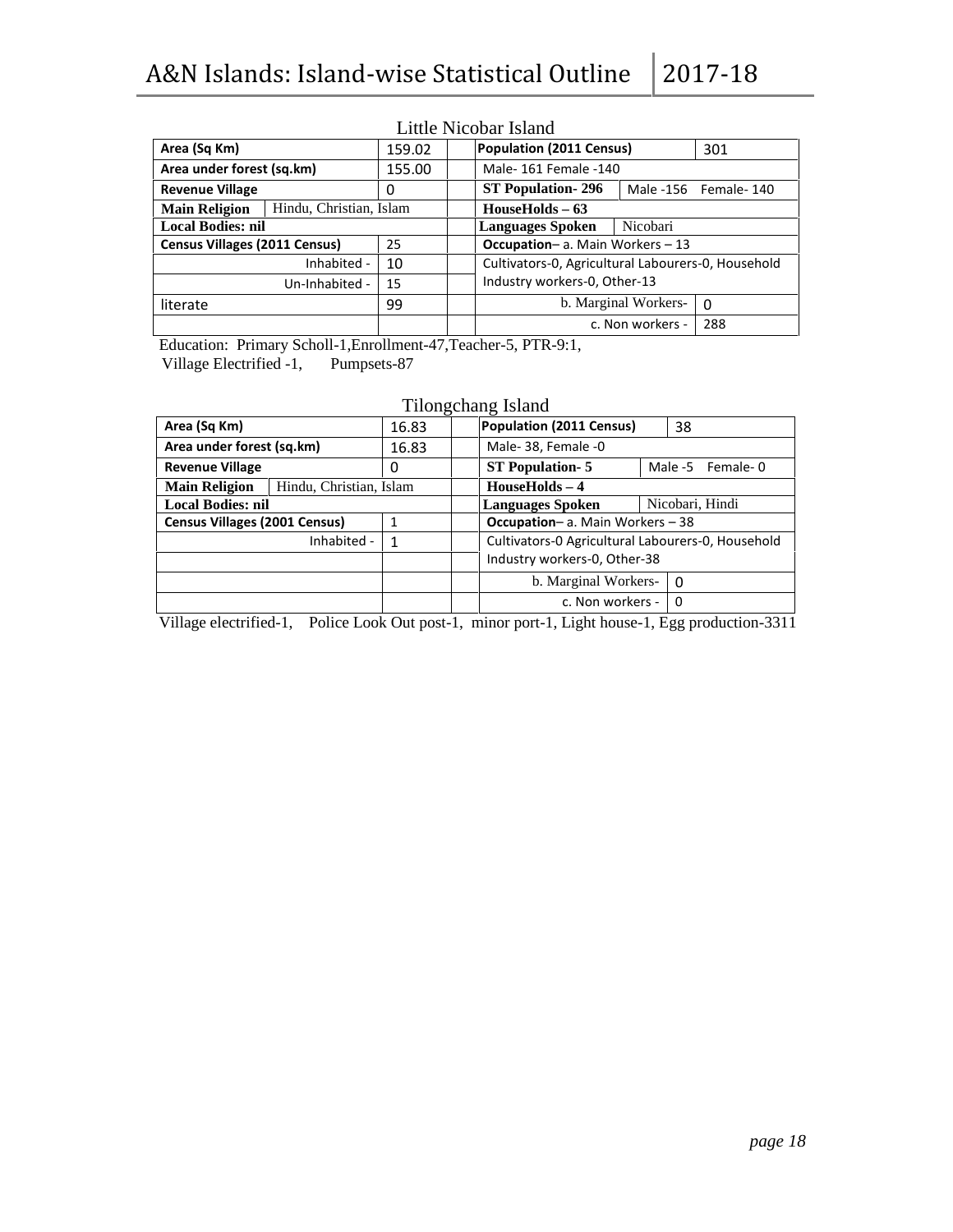## Little Nicobar Island

| | | | | | |
|---|---|---|---|---|---|
| **Area (Sq Km)** | 159.02 | | **Population (2011 Census)** | | 301 |
| **Area under forest (sq.km)** | 155.00 | | Male- 161 Female -140 | | |
| **Revenue Village** | 0 | | **ST Population- 296** | Male -156 Female- 140 | |
| **Main Religion** Hindu, Christian, Islam | | | **HouseHolds – 63** | | |
| **Local Bodies: nil** | | | **Languages Spoken** | Nicobari | |
| **Census Villages (2011 Census)** | 25 | | **Occupation**– a. Main Workers – 13 | | |
| Inhabited - | 10 | | Cultivators-0, Agricultural Labourers-0, Household | | |
| Un-Inhabited - | 15 | | Industry workers-0, Other-13 | | |
| literate | 99 | | b. Marginal Workers- | | 0 |
| | | | c. Non workers - | | 288 |

Education: Primary Scholl-1,Enrollment-47,Teacher-5, PTR-9:1,
Village Electrified -1, Pumpsets-87

## Tilongchang Island

| | | | | | |
|---|---|---|---|---|---|
| **Area (Sq Km)** | 16.83 | | **Population (2011 Census)** | | 38 |
| **Area under forest (sq.km)** | 16.83 | | Male- 38, Female -0 | | |
| **Revenue Village** | 0 | | **ST Population- 5** | Male -5 Female- 0 | |
| **Main Religion** Hindu, Christian, Islam | | | **HouseHolds – 4** | | |
| **Local Bodies: nil** | | | **Languages Spoken** | Nicobari, Hindi | |
| **Census Villages (2001 Census)** | 1 | | **Occupation**– a. Main Workers – 38 | | |
| Inhabited - | 1 | | Cultivators-0 Agricultural Labourers-0, Household | | |
| | | | Industry workers-0, Other-38 | | |
| | | | b. Marginal Workers- | | 0 |
| | | | c. Non workers - | | 0 |

Village electrified-1, Police Look Out post-1, minor port-1, Light house-1, Egg production-3311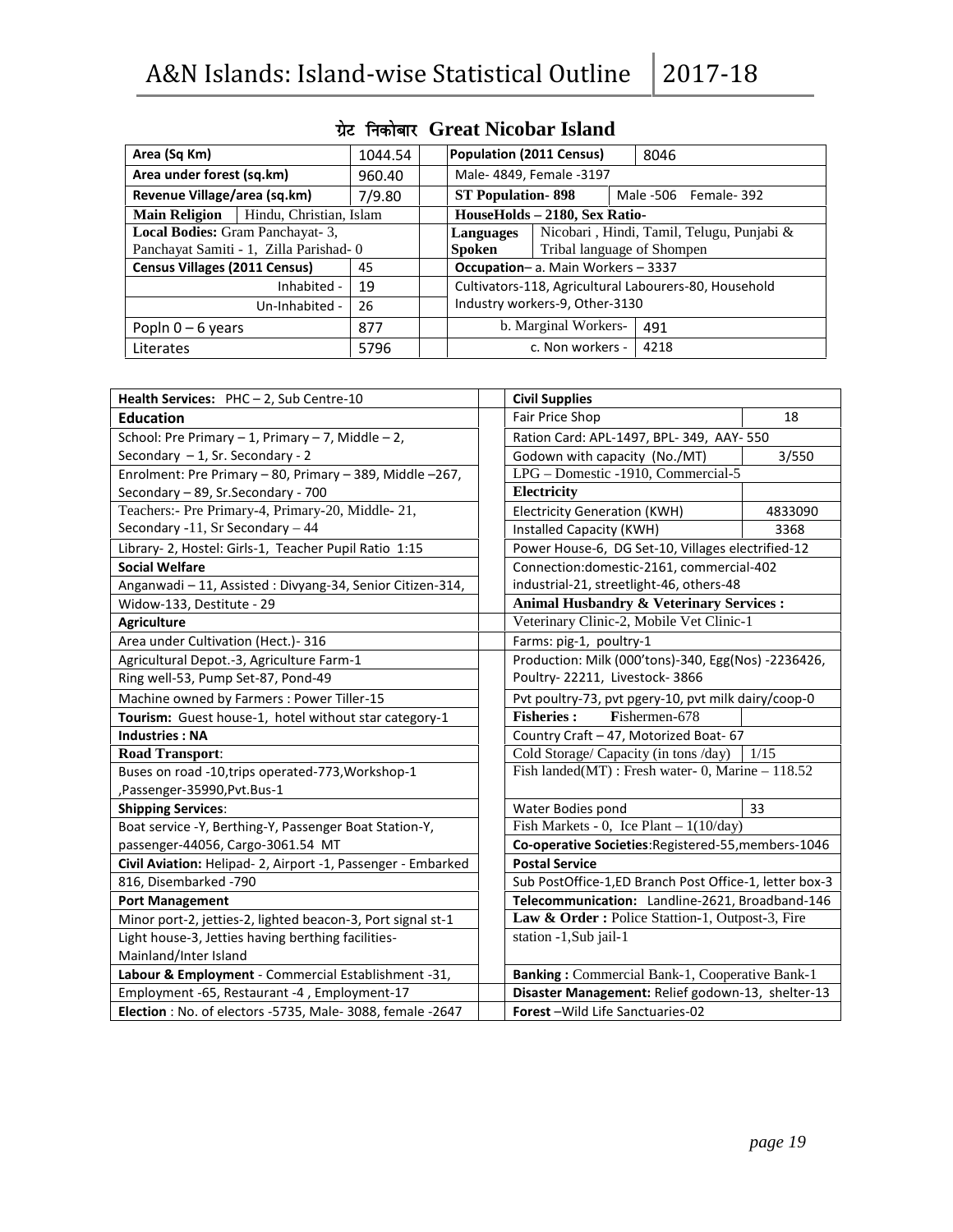## ग्रेट निकोबार Great Nicobar Island

| | | | |
|---|---|---|---|
| **Area (Sq Km)** | 1044.54 | **Population (2011 Census)** | 8046 |
| **Area under forest (sq.km)** | 960.40 | Male- 4849, Female -3197 | |
| **Revenue Village/area (sq.km)** | 7/9.80 | **ST Population- 898** | Male -506 Female- 392 |
| **Main Religion** Hindu, Christian, Islam | | **HouseHolds – 2180, Sex Ratio-** | |
| **Local Bodies:** Gram Panchayat- 3, Panchayat Samiti - 1, Zilla Parishad- 0 | | **Languages Spoken** | Nicobari , Hindi, Tamil, Telugu, Punjabi & Tribal language of Shompen |
| **Census Villages (2011 Census)** | 45 | **Occupation**– a. Main Workers – 3337 | |
| Inhabited - | 19 | Cultivators-118, Agricultural Labourers-80, Household Industry workers-9, Other-3130 | |
| Un-Inhabited - | 26 | | |
| Popln 0 – 6 years | 877 | b. Marginal Workers- | 491 |
| Literates | 5796 | c. Non workers - | 4218 |

| | | | |
|---|---|---|---|
| **Health Services:** PHC – 2, Sub Centre-10 | | **Civil Supplies** | |
| **Education** | | Fair Price Shop | 18 |
| School: Pre Primary – 1, Primary – 7, Middle – 2, Secondary – 1, Sr. Secondary - 2 | | Ration Card: APL-1497, BPL- 349, AAY- 550 | |
| Enrolment: Pre Primary – 80, Primary – 389, Middle –267, Secondary – 89, Sr.Secondary - 700 | | Godown with capacity (No./MT) | 3/550 |
| Teachers:- Pre Primary-4, Primary-20, Middle- 21, Secondary -11, Sr Secondary – 44 | | LPG – Domestic -1910, Commercial-5 | |
| Library- 2, Hostel: Girls-1, Teacher Pupil Ratio 1:15 | | **Electricity** | |
| **Social Welfare** | | Electricity Generation (KWH) | 4833090 |
| Anganwadi – 11, Assisted : Divyang-34, Senior Citizen-314, Widow-133, Destitute - 29 | | Installed Capacity (KWH) | 3368 |
| **Agriculture** | | Power House-6, DG Set-10, Villages electrified-12 | |
| Area under Cultivation (Hect.)- 316 | | Connection:domestic-2161, commercial-402 industrial-21, streetlight-46, others-48 | |
| Agricultural Depot.-3, Agriculture Farm-1 | | **Animal Husbandry & Veterinary Services :** | |
| Ring well-53, Pump Set-87, Pond-49 | | Veterinary Clinic-2, Mobile Vet Clinic-1 | |
| Machine owned by Farmers : Power Tiller-15 | | Farms: pig-1, poultry-1 | |
| **Tourism:** Guest house-1, hotel without star category-1 | | Production: Milk (000'tons)-340, Egg(Nos) -2236426, Poultry- 22211, Livestock- 3866 | |
| **Industries : NA** | | Pvt poultry-73, pvt pgery-10, pvt milk dairy/coop-0 | |
| **Road Transport**: | | **Fisheries :** Fishermen-678 | |
| Buses on road -10,trips operated-773,Workshop-1 ,Passenger-35990,Pvt.Bus-1 | | Country Craft – 47, Motorized Boat- 67 | |
| **Shipping Services**: | | Cold Storage/ Capacity (in tons /day) | 1/15 |
| Boat service -Y, Berthing-Y, Passenger Boat Station-Y, passenger-44056, Cargo-3061.54 MT | | Fish landed(MT) : Fresh water- 0, Marine – 118.52 | |
| **Civil Aviation:** Helipad- 2, Airport -1, Passenger - Embarked 816, Disembarked -790 | | Water Bodies pond | 33 |
| **Port Management** | | Fish Markets - 0, Ice Plant – 1(10/day) | |
| Minor port-2, jetties-2, lighted beacon-3, Port signal st-1 | | **Co-operative Societies**:Registered-55,members-1046 | |
| Light house-3, Jetties having berthing facilities- Mainland/Inter Island | | **Postal Service** | |
| **Labour & Employment** - Commercial Establishment -31, Employment -65, Restaurant -4 , Employment-17 | | Sub PostOffice-1,ED Branch Post Office-1, letter box-3 | |
| **Election** : No. of electors -5735, Male- 3088, female -2647 | | **Telecommunication:** Landline-2621, Broadband-146 | |
| | | **Law & Order :** Police Stattion-1, Outpost-3, Fire station -1,Sub jail-1 | |
| | | **Banking :** Commercial Bank-1, Cooperative Bank-1 | |
| | | **Disaster Management:** Relief godown-13, shelter-13 | |
| | | **Forest** –Wild Life Sanctuaries-02 | |